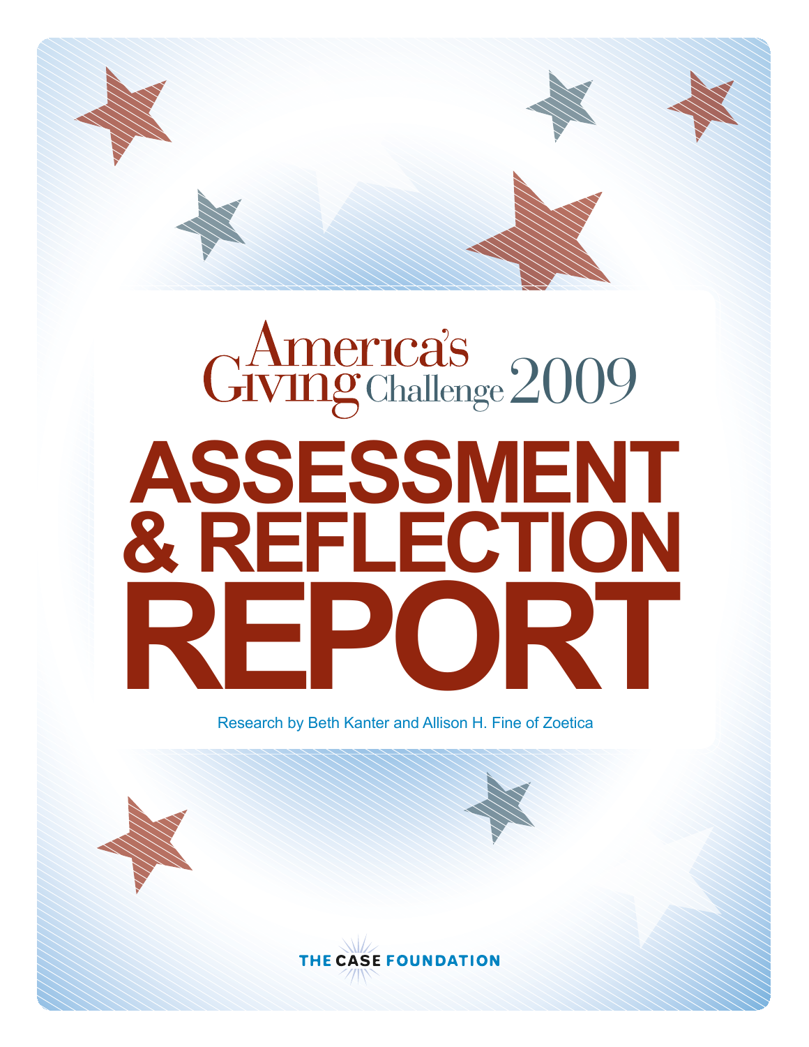America's Giving Challenge 2009

# ASSESSMENT & REFLECTION REPORT

Research by Beth Kanter and Allison H. Fine of Zoetica

THE CASE FOUNDATION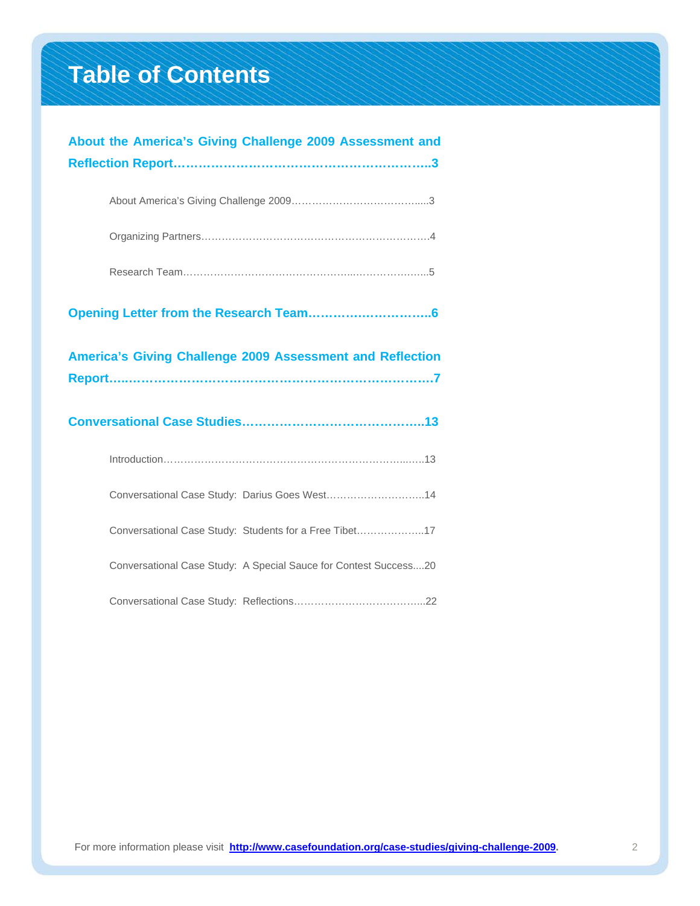# Table of Contents

**About the America's Giving Challenge 2009 Assessment and Reflection Report……………………………………………………..3**

- About America's Giving Challenge 2009……………………………….....3
- Organizing Partners…………………………………………………………4
- Research Team……………………………………………...………………..5

**Opening Letter from the Research Team………………………..6**

**America's Giving Challenge 2009 Assessment and Reflection Report….……………………………………………………………….7**

**Conversational Case Studies……………………………………..13**

- Introduction………………………………………………………………...….13
- Conversational Case Study: Darius Goes West………………………..14
- Conversational Case Study: Students for a Free Tibet………………..17
- Conversational Case Study: A Special Sauce for Contest Success....20
- Conversational Case Study: Reflections………………………………..22

For more information please visit **http://www.casefoundation.org/case-studies/giving-challenge-2009**.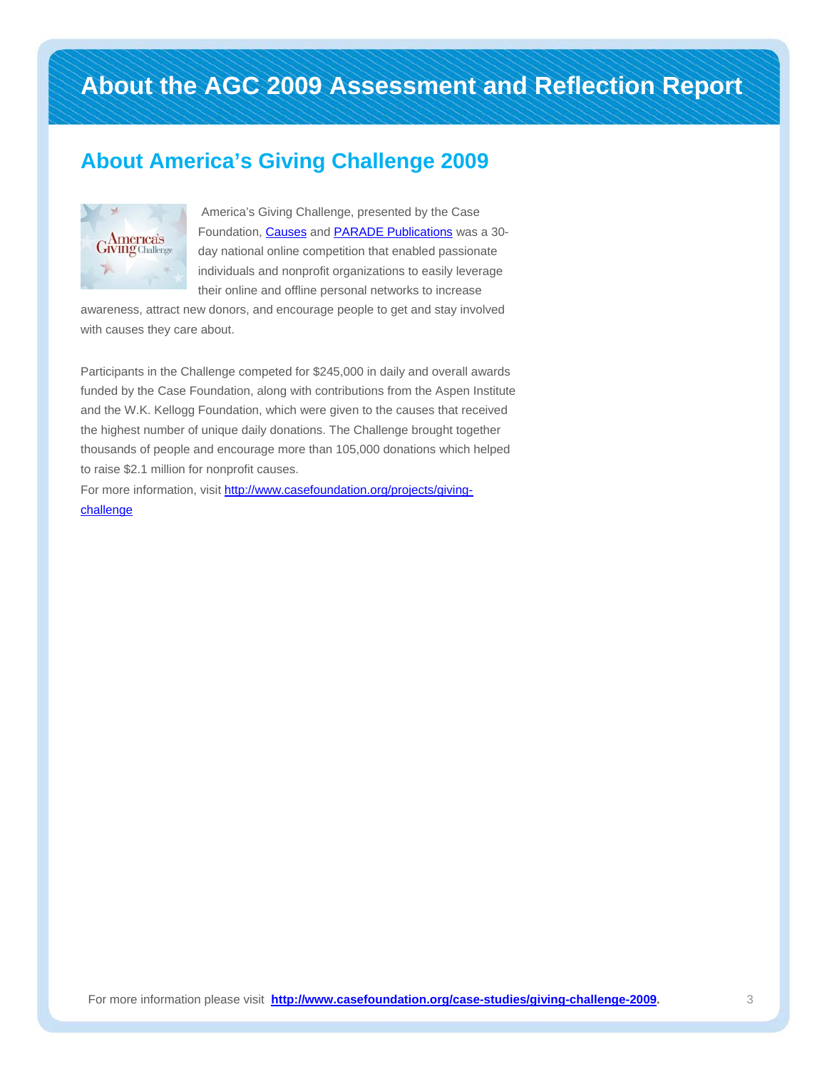# About the AGC 2009 Assessment and Reflection Report

## About America's Giving Challenge 2009

America's Giving Challenge, presented by the Case Foundation, Causes and PARADE Publications was a 30-day national online competition that enabled passionate individuals and nonprofit organizations to easily leverage their online and offline personal networks to increase awareness, attract new donors, and encourage people to get and stay involved with causes they care about.

Participants in the Challenge competed for $245,000 in daily and overall awards funded by the Case Foundation, along with contributions from the Aspen Institute and the W.K. Kellogg Foundation, which were given to the causes that received the highest number of unique daily donations. The Challenge brought together thousands of people and encourage more than 105,000 donations which helped to raise $2.1 million for nonprofit causes.

For more information, visit http://www.casefoundation.org/projects/giving-challenge

For more information please visit **http://www.casefoundation.org/case-studies/giving-challenge-2009**.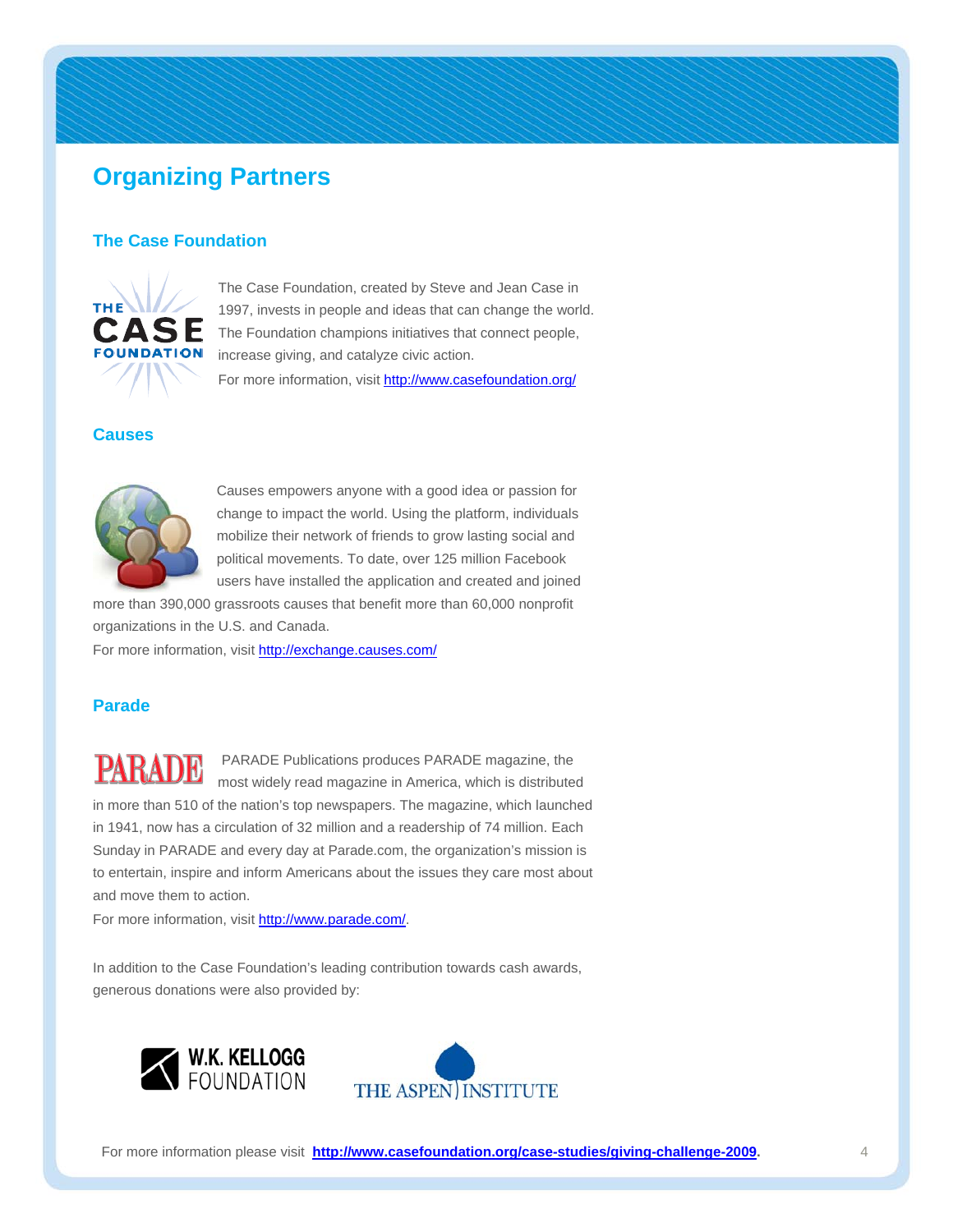# Organizing Partners

## The Case Foundation

The Case Foundation, created by Steve and Jean Case in 1997, invests in people and ideas that can change the world. The Foundation champions initiatives that connect people, increase giving, and catalyze civic action.

For more information, visit http://www.casefoundation.org/

## Causes

Causes empowers anyone with a good idea or passion for change to impact the world. Using the platform, individuals mobilize their network of friends to grow lasting social and political movements. To date, over 125 million Facebook users have installed the application and created and joined more than 390,000 grassroots causes that benefit more than 60,000 nonprofit organizations in the U.S. and Canada.

For more information, visit http://exchange.causes.com/

## Parade

PARADE Publications produces PARADE magazine, the most widely read magazine in America, which is distributed in more than 510 of the nation's top newspapers. The magazine, which launched in 1941, now has a circulation of 32 million and a readership of 74 million. Each Sunday in PARADE and every day at Parade.com, the organization's mission is to entertain, inspire and inform Americans about the issues they care most about and move them to action.

For more information, visit http://www.parade.com/.

In addition to the Case Foundation's leading contribution towards cash awards, generous donations were also provided by:

W.K. KELLOGG FOUNDATION

THE ASPEN INSTITUTE

For more information please visit **http://www.casefoundation.org/case-studies/giving-challenge-2009**.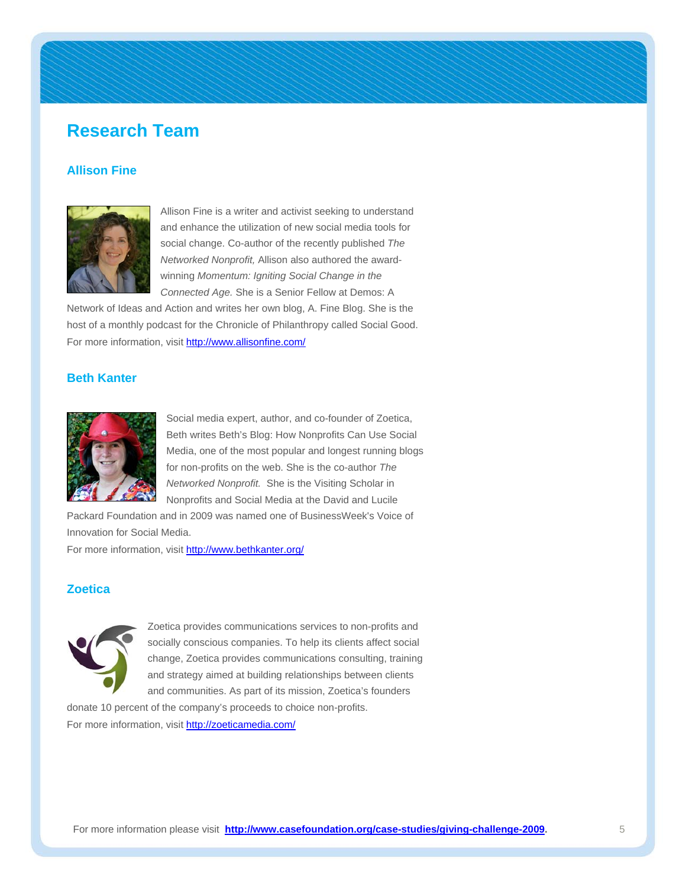# Research Team

## Allison Fine

Allison Fine is a writer and activist seeking to understand and enhance the utilization of new social media tools for social change. Co-author of the recently published *The Networked Nonprofit,* Allison also authored the award-winning *Momentum: Igniting Social Change in the Connected Age.* She is a Senior Fellow at Demos: A Network of Ideas and Action and writes her own blog, A. Fine Blog. She is the host of a monthly podcast for the Chronicle of Philanthropy called Social Good. For more information, visit http://www.allisonfine.com/

## Beth Kanter

Social media expert, author, and co-founder of Zoetica, Beth writes Beth's Blog: How Nonprofits Can Use Social Media, one of the most popular and longest running blogs for non-profits on the web. She is the co-author *The Networked Nonprofit.* She is the Visiting Scholar in Nonprofits and Social Media at the David and Lucile Packard Foundation and in 2009 was named one of BusinessWeek's Voice of Innovation for Social Media.

For more information, visit http://www.bethkanter.org/

## Zoetica

Zoetica provides communications services to non-profits and socially conscious companies. To help its clients affect social change, Zoetica provides communications consulting, training and strategy aimed at building relationships between clients and communities. As part of its mission, Zoetica's founders donate 10 percent of the company's proceeds to choice non-profits.

For more information, visit http://zoeticamedia.com/

For more information please visit **http://www.casefoundation.org/case-studies/giving-challenge-2009**.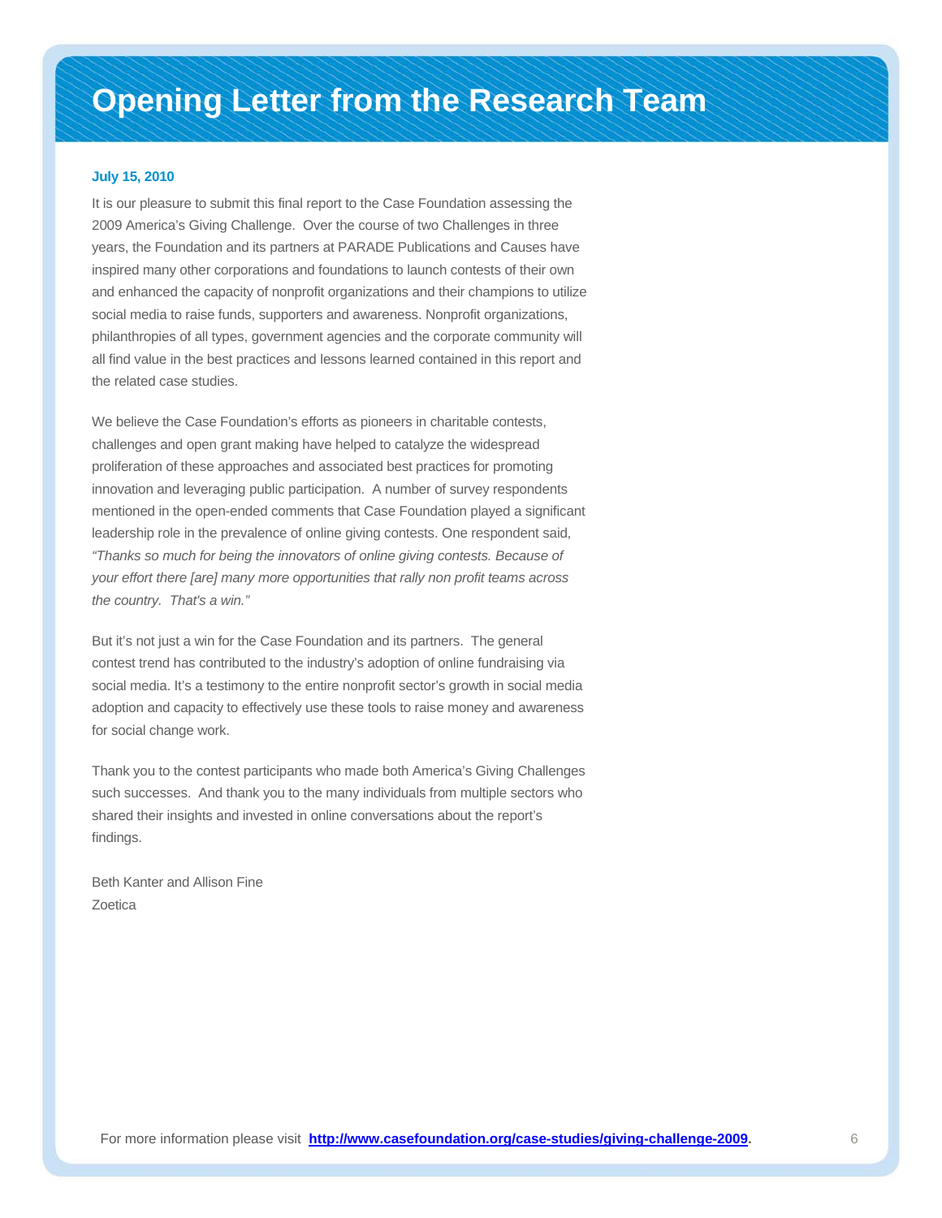# Opening Letter from the Research Team

**July 15, 2010**

It is our pleasure to submit this final report to the Case Foundation assessing the 2009 America's Giving Challenge. Over the course of two Challenges in three years, the Foundation and its partners at PARADE Publications and Causes have inspired many other corporations and foundations to launch contests of their own and enhanced the capacity of nonprofit organizations and their champions to utilize social media to raise funds, supporters and awareness. Nonprofit organizations, philanthropies of all types, government agencies and the corporate community will all find value in the best practices and lessons learned contained in this report and the related case studies.

We believe the Case Foundation's efforts as pioneers in charitable contests, challenges and open grant making have helped to catalyze the widespread proliferation of these approaches and associated best practices for promoting innovation and leveraging public participation. A number of survey respondents mentioned in the open-ended comments that Case Foundation played a significant leadership role in the prevalence of online giving contests. One respondent said, *"Thanks so much for being the innovators of online giving contests. Because of your effort there [are] many more opportunities that rally non profit teams across the country. That's a win."*

But it's not just a win for the Case Foundation and its partners. The general contest trend has contributed to the industry's adoption of online fundraising via social media. It's a testimony to the entire nonprofit sector's growth in social media adoption and capacity to effectively use these tools to raise money and awareness for social change work.

Thank you to the contest participants who made both America's Giving Challenges such successes. And thank you to the many individuals from multiple sectors who shared their insights and invested in online conversations about the report's findings.

Beth Kanter and Allison Fine
Zoetica

For more information please visit **http://www.casefoundation.org/case-studies/giving-challenge-2009**.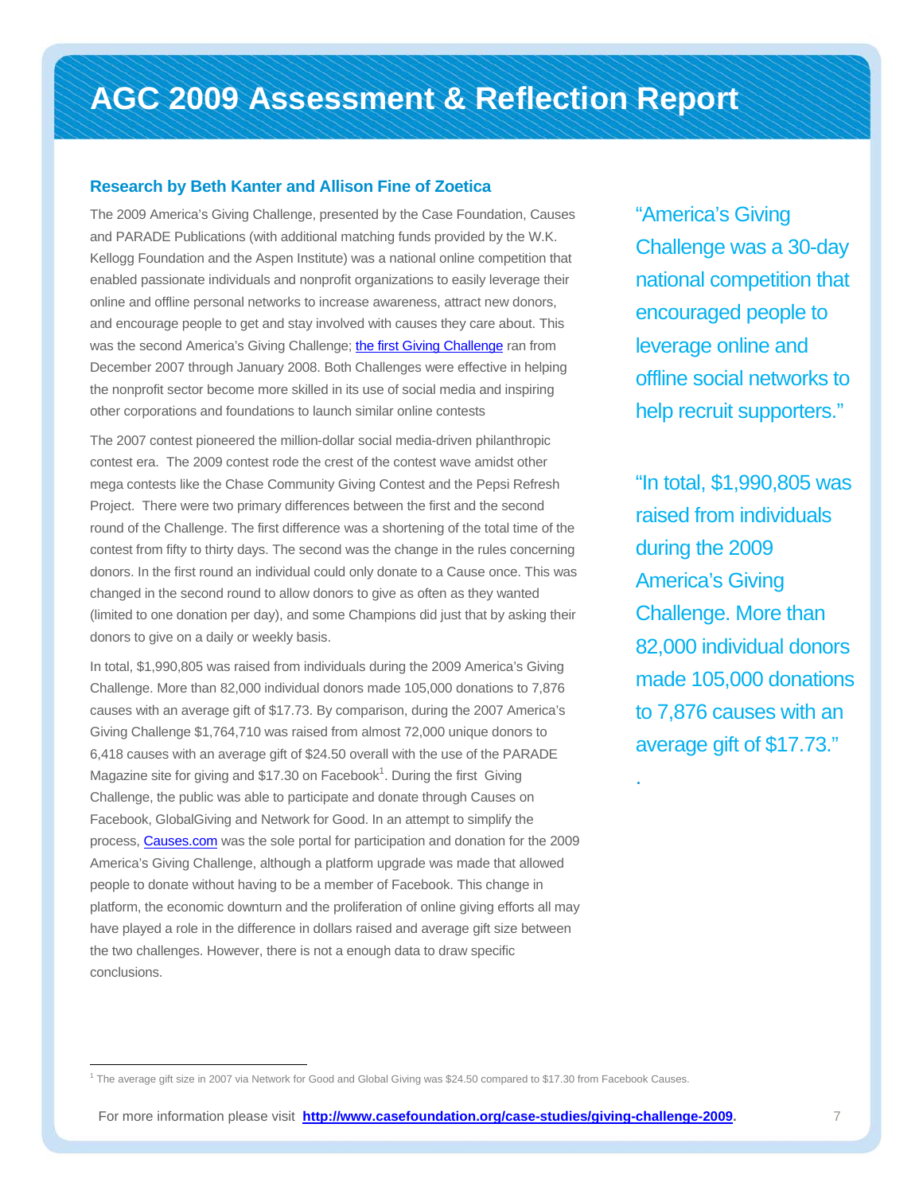# AGC 2009 Assessment & Reflection Report

### Research by Beth Kanter and Allison Fine of Zoetica

The 2009 America's Giving Challenge, presented by the Case Foundation, Causes and PARADE Publications (with additional matching funds provided by the W.K. Kellogg Foundation and the Aspen Institute) was a national online competition that enabled passionate individuals and nonprofit organizations to easily leverage their online and offline personal networks to increase awareness, attract new donors, and encourage people to get and stay involved with causes they care about. This was the second America's Giving Challenge; the first Giving Challenge ran from December 2007 through January 2008. Both Challenges were effective in helping the nonprofit sector become more skilled in its use of social media and inspiring other corporations and foundations to launch similar online contests

The 2007 contest pioneered the million-dollar social media-driven philanthropic contest era. The 2009 contest rode the crest of the contest wave amidst other mega contests like the Chase Community Giving Contest and the Pepsi Refresh Project. There were two primary differences between the first and the second round of the Challenge. The first difference was a shortening of the total time of the contest from fifty to thirty days. The second was the change in the rules concerning donors. In the first round an individual could only donate to a Cause once. This was changed in the second round to allow donors to give as often as they wanted (limited to one donation per day), and some Champions did just that by asking their donors to give on a daily or weekly basis.

In total, $1,990,805 was raised from individuals during the 2009 America's Giving Challenge. More than 82,000 individual donors made 105,000 donations to 7,876 causes with an average gift of $17.73. By comparison, during the 2007 America's Giving Challenge $1,764,710 was raised from almost 72,000 unique donors to 6,418 causes with an average gift of $24.50 overall with the use of the PARADE Magazine site for giving and $17.30 on Facebook[1]. During the first Giving Challenge, the public was able to participate and donate through Causes on Facebook, GlobalGiving and Network for Good. In an attempt to simplify the process, Causes.com was the sole portal for participation and donation for the 2009 America's Giving Challenge, although a platform upgrade was made that allowed people to donate without having to be a member of Facebook. This change in platform, the economic downturn and the proliferation of online giving efforts all may have played a role in the difference in dollars raised and average gift size between the two challenges. However, there is not a enough data to draw specific conclusions.

"America's Giving Challenge was a 30-day national competition that encouraged people to leverage online and offline social networks to help recruit supporters."

"In total, $1,990,805 was raised from individuals during the 2009 America's Giving Challenge. More than 82,000 individual donors made 105,000 donations to 7,876 causes with an average gift of $17.73."

.

---

[1] The average gift size in 2007 via Network for Good and Global Giving was $24.50 compared to $17.30 from Facebook Causes.

For more information please visit **http://www.casefoundation.org/case-studies/giving-challenge-2009**.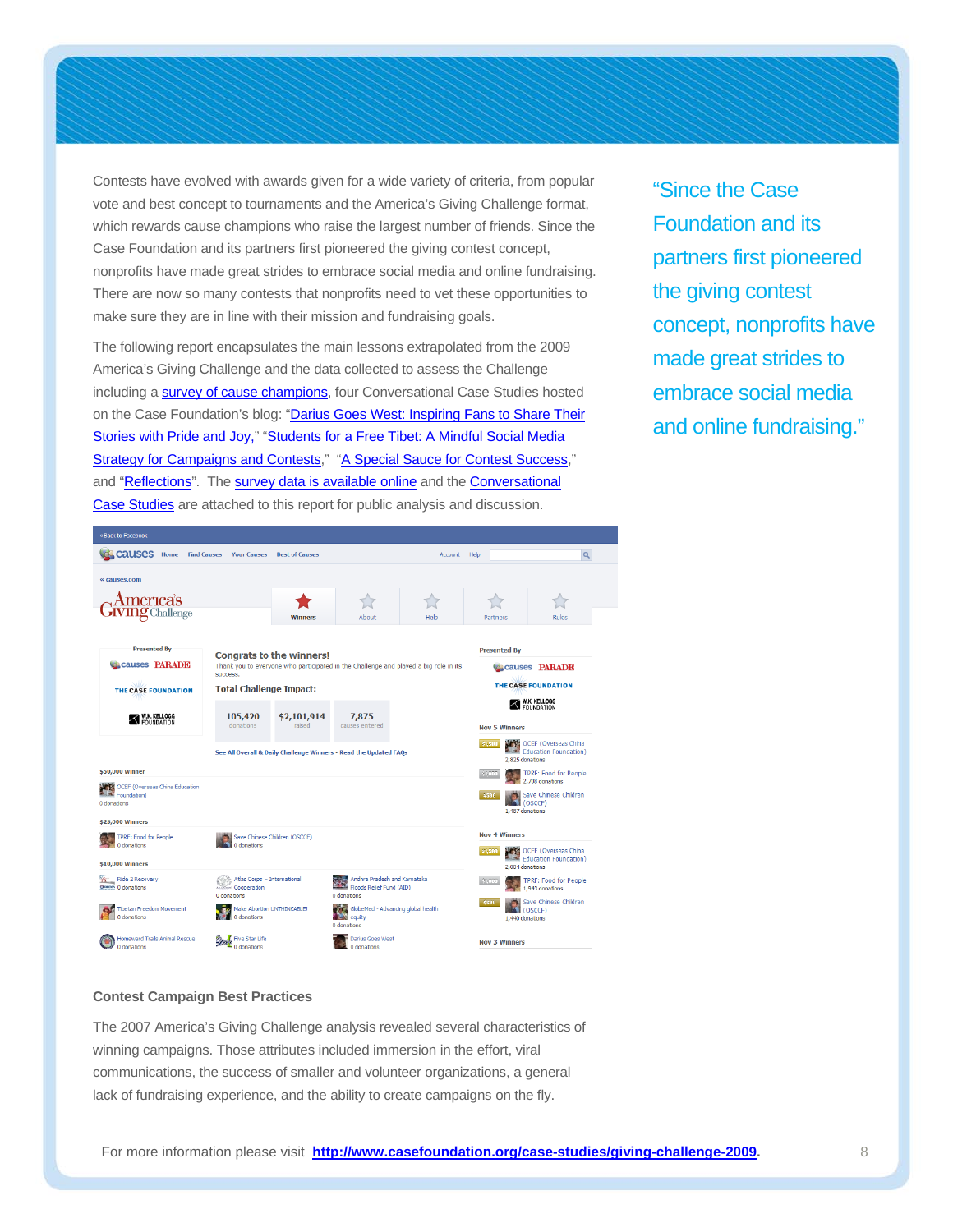Contests have evolved with awards given for a wide variety of criteria, from popular vote and best concept to tournaments and the America's Giving Challenge format, which rewards cause champions who raise the largest number of friends. Since the Case Foundation and its partners first pioneered the giving contest concept, nonprofits have made great strides to embrace social media and online fundraising. There are now so many contests that nonprofits need to vet these opportunities to make sure they are in line with their mission and fundraising goals.

The following report encapsulates the main lessons extrapolated from the 2009 America's Giving Challenge and the data collected to assess the Challenge including a survey of cause champions, four Conversational Case Studies hosted on the Case Foundation's blog: "Darius Goes West: Inspiring Fans to Share Their Stories with Pride and Joy," "Students for a Free Tibet: A Mindful Social Media Strategy for Campaigns and Contests," "A Special Sauce for Contest Success," and "Reflections". The survey data is available online and the Conversational Case Studies are attached to this report for public analysis and discussion.

> "Since the Case Foundation and its partners first pioneered the giving contest concept, nonprofits have made great strides to embrace social media and online fundraising."

### Contest Campaign Best Practices

The 2007 America's Giving Challenge analysis revealed several characteristics of winning campaigns. Those attributes included immersion in the effort, viral communications, the success of smaller and volunteer organizations, a general lack of fundraising experience, and the ability to create campaigns on the fly.

For more information please visit **http://www.casefoundation.org/case-studies/giving-challenge-2009**.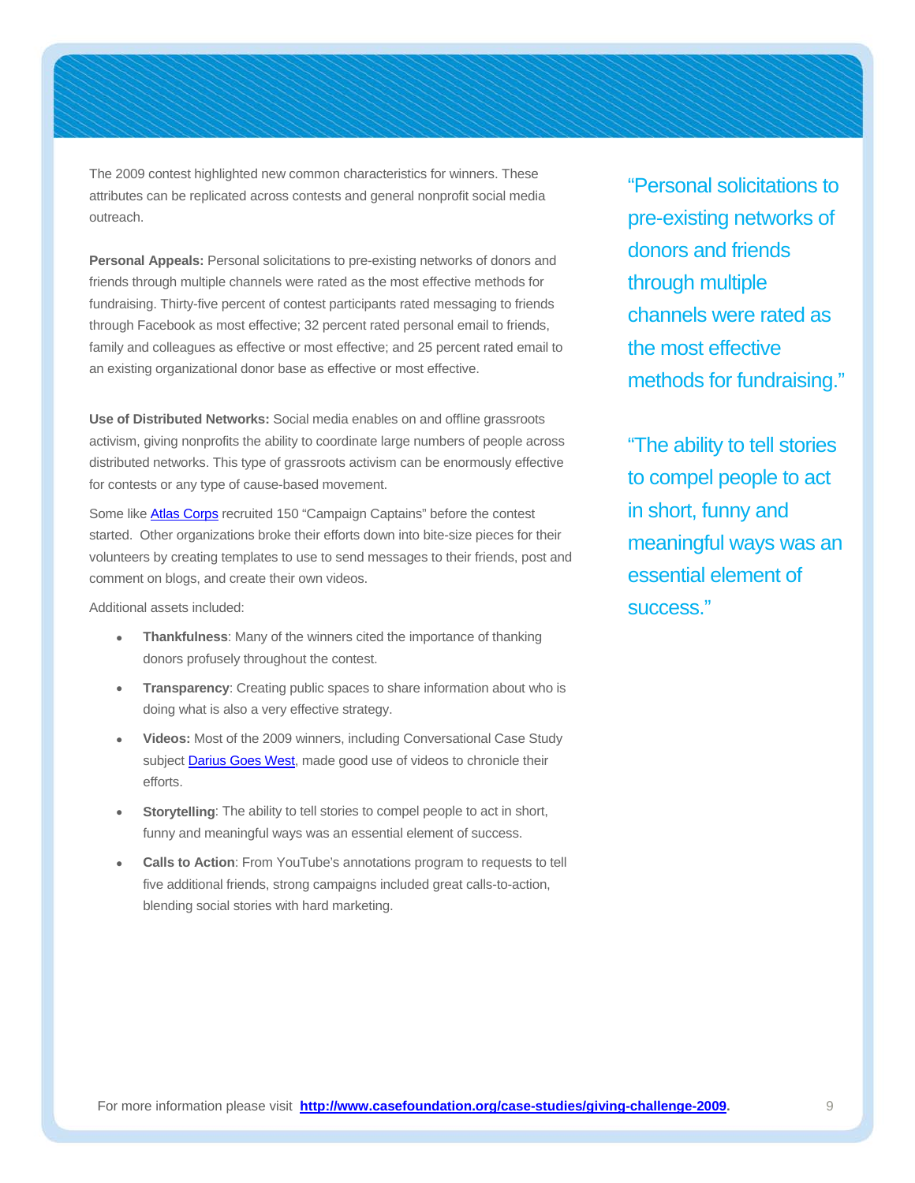The 2009 contest highlighted new common characteristics for winners. These attributes can be replicated across contests and general nonprofit social media outreach.

**Personal Appeals:** Personal solicitations to pre-existing networks of donors and friends through multiple channels were rated as the most effective methods for fundraising. Thirty-five percent of contest participants rated messaging to friends through Facebook as most effective; 32 percent rated personal email to friends, family and colleagues as effective or most effective; and 25 percent rated email to an existing organizational donor base as effective or most effective.

**Use of Distributed Networks:** Social media enables on and offline grassroots activism, giving nonprofits the ability to coordinate large numbers of people across distributed networks. This type of grassroots activism can be enormously effective for contests or any type of cause-based movement.

Some like Atlas Corps recruited 150 "Campaign Captains" before the contest started. Other organizations broke their efforts down into bite-size pieces for their volunteers by creating templates to use to send messages to their friends, post and comment on blogs, and create their own videos.

Additional assets included:

- **Thankfulness**: Many of the winners cited the importance of thanking donors profusely throughout the contest.
- **Transparency**: Creating public spaces to share information about who is doing what is also a very effective strategy.
- **Videos:** Most of the 2009 winners, including Conversational Case Study subject Darius Goes West, made good use of videos to chronicle their efforts.
- **Storytelling**: The ability to tell stories to compel people to act in short, funny and meaningful ways was an essential element of success.
- **Calls to Action**: From YouTube's annotations program to requests to tell five additional friends, strong campaigns included great calls-to-action, blending social stories with hard marketing.

"Personal solicitations to pre-existing networks of donors and friends through multiple channels were rated as the most effective methods for fundraising."

"The ability to tell stories to compel people to act in short, funny and meaningful ways was an essential element of success."

For more information please visit **http://www.casefoundation.org/case-studies/giving-challenge-2009**.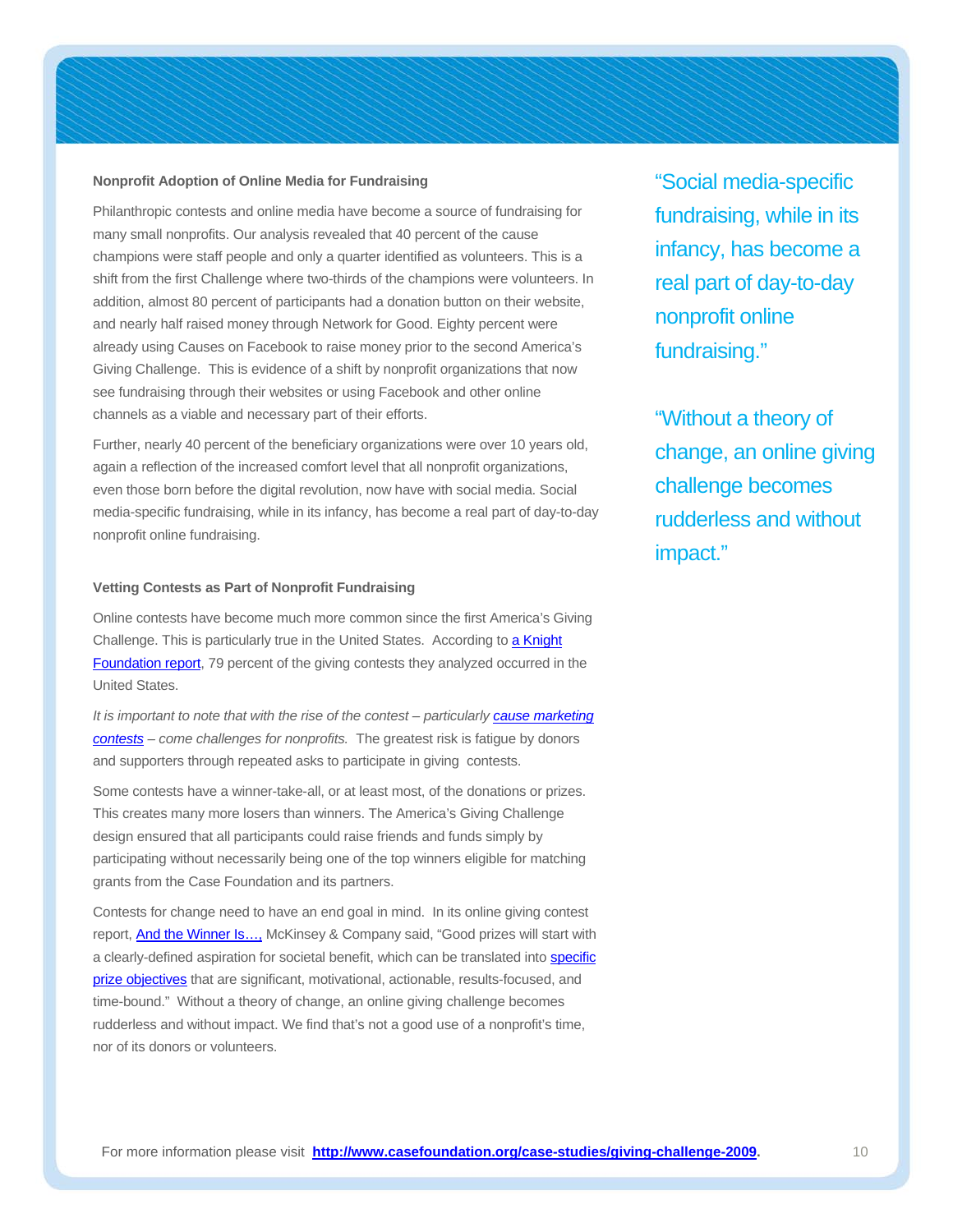### Nonprofit Adoption of Online Media for Fundraising

Philanthropic contests and online media have become a source of fundraising for many small nonprofits. Our analysis revealed that 40 percent of the cause champions were staff people and only a quarter identified as volunteers. This is a shift from the first Challenge where two-thirds of the champions were volunteers. In addition, almost 80 percent of participants had a donation button on their website, and nearly half raised money through Network for Good. Eighty percent were already using Causes on Facebook to raise money prior to the second America's Giving Challenge. This is evidence of a shift by nonprofit organizations that now see fundraising through their websites or using Facebook and other online channels as a viable and necessary part of their efforts.

Further, nearly 40 percent of the beneficiary organizations were over 10 years old, again a reflection of the increased comfort level that all nonprofit organizations, even those born before the digital revolution, now have with social media. Social media-specific fundraising, while in its infancy, has become a real part of day-to-day nonprofit online fundraising.

> "Social media-specific fundraising, while in its infancy, has become a real part of day-to-day nonprofit online fundraising."

### Vetting Contests as Part of Nonprofit Fundraising

Online contests have become much more common since the first America's Giving Challenge. This is particularly true in the United States. According to a Knight Foundation report, 79 percent of the giving contests they analyzed occurred in the United States.

*It is important to note that with the rise of the contest – particularly cause marketing contests – come challenges for nonprofits.* The greatest risk is fatigue by donors and supporters through repeated asks to participate in giving contests.

Some contests have a winner-take-all, or at least most, of the donations or prizes. This creates many more losers than winners. The America's Giving Challenge design ensured that all participants could raise friends and funds simply by participating without necessarily being one of the top winners eligible for matching grants from the Case Foundation and its partners.

Contests for change need to have an end goal in mind. In its online giving contest report, And the Winner Is…, McKinsey & Company said, "Good prizes will start with a clearly-defined aspiration for societal benefit, which can be translated into specific prize objectives that are significant, motivational, actionable, results-focused, and time-bound." Without a theory of change, an online giving challenge becomes rudderless and without impact. We find that's not a good use of a nonprofit's time, nor of its donors or volunteers.

> "Without a theory of change, an online giving challenge becomes rudderless and without impact."

For more information please visit **http://www.casefoundation.org/case-studies/giving-challenge-2009**.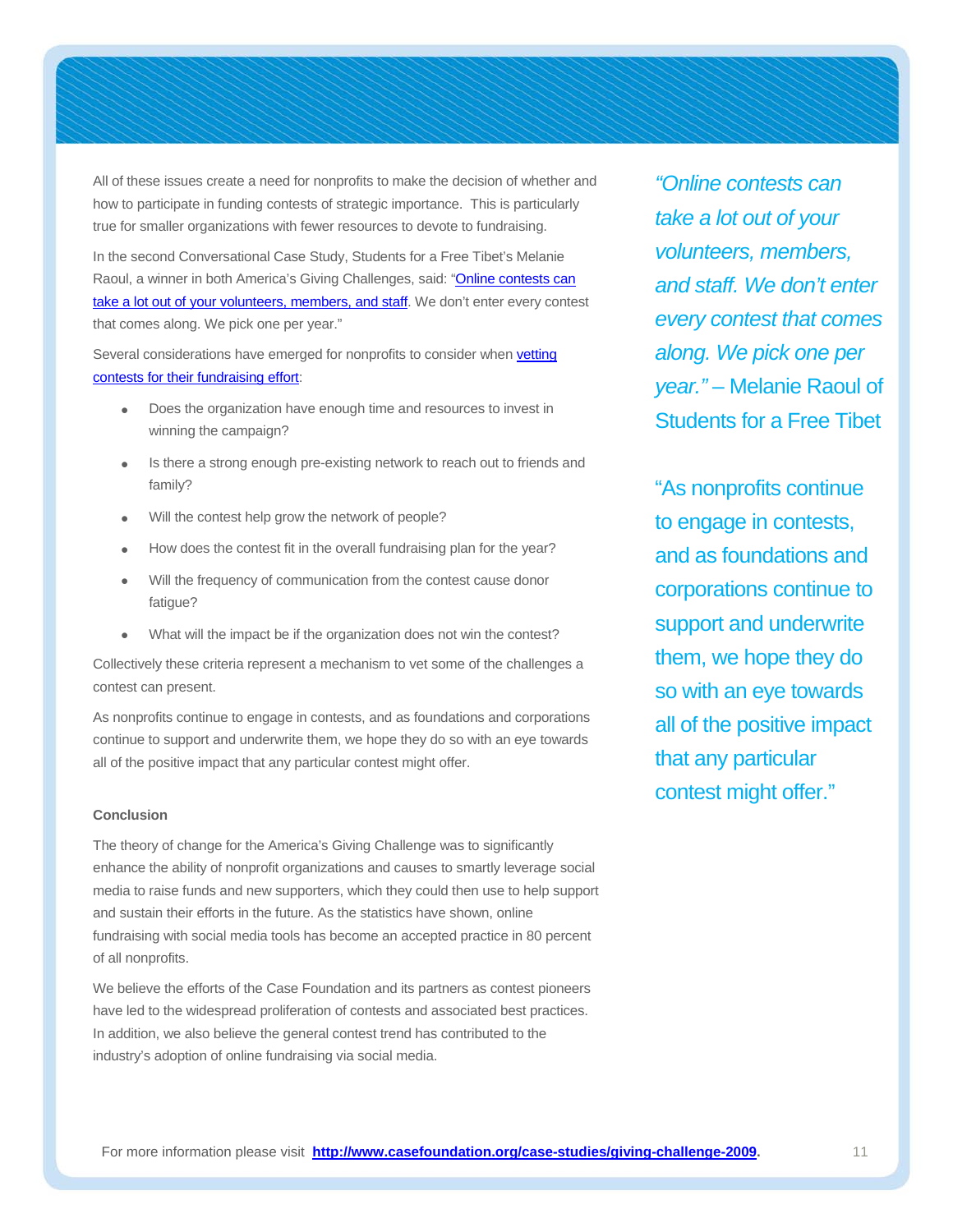All of these issues create a need for nonprofits to make the decision of whether and how to participate in funding contests of strategic importance. This is particularly true for smaller organizations with fewer resources to devote to fundraising.

In the second Conversational Case Study, Students for a Free Tibet's Melanie Raoul, a winner in both America's Giving Challenges, said: "Online contests can take a lot out of your volunteers, members, and staff. We don't enter every contest that comes along. We pick one per year."

Several considerations have emerged for nonprofits to consider when vetting contests for their fundraising effort:

- Does the organization have enough time and resources to invest in winning the campaign?
- Is there a strong enough pre-existing network to reach out to friends and family?
- Will the contest help grow the network of people?
- How does the contest fit in the overall fundraising plan for the year?
- Will the frequency of communication from the contest cause donor fatigue?
- What will the impact be if the organization does not win the contest?

Collectively these criteria represent a mechanism to vet some of the challenges a contest can present.

As nonprofits continue to engage in contests, and as foundations and corporations continue to support and underwrite them, we hope they do so with an eye towards all of the positive impact that any particular contest might offer.

**Conclusion**

The theory of change for the America's Giving Challenge was to significantly enhance the ability of nonprofit organizations and causes to smartly leverage social media to raise funds and new supporters, which they could then use to help support and sustain their efforts in the future. As the statistics have shown, online fundraising with social media tools has become an accepted practice in 80 percent of all nonprofits.

We believe the efforts of the Case Foundation and its partners as contest pioneers have led to the widespread proliferation of contests and associated best practices. In addition, we also believe the general contest trend has contributed to the industry's adoption of online fundraising via social media.

*"Online contests can take a lot out of your volunteers, members, and staff. We don't enter every contest that comes along. We pick one per year."* – Melanie Raoul of Students for a Free Tibet

"As nonprofits continue to engage in contests, and as foundations and corporations continue to support and underwrite them, we hope they do so with an eye towards all of the positive impact that any particular contest might offer."

For more information please visit **http://www.casefoundation.org/case-studies/giving-challenge-2009**.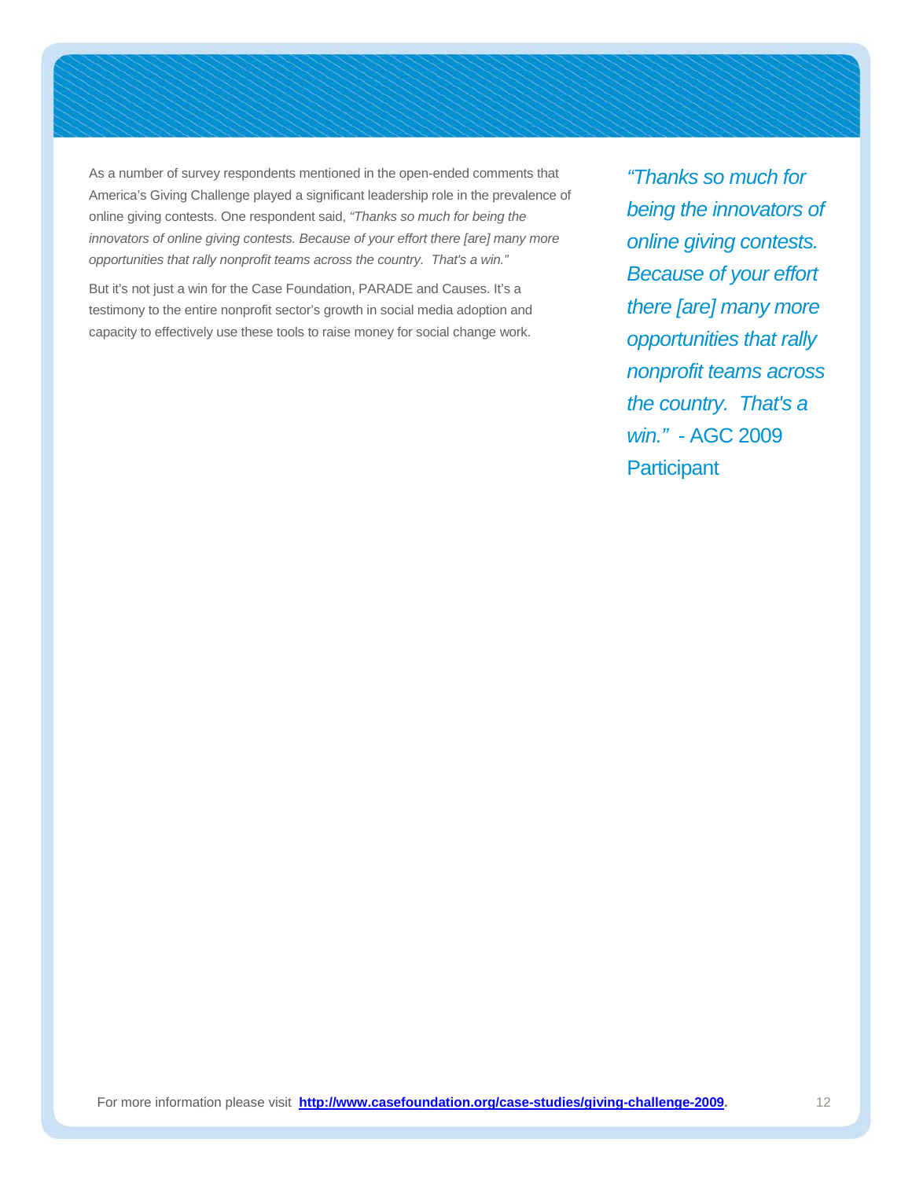As a number of survey respondents mentioned in the open-ended comments that America's Giving Challenge played a significant leadership role in the prevalence of online giving contests. One respondent said, *"Thanks so much for being the innovators of online giving contests. Because of your effort there [are] many more opportunities that rally nonprofit teams across the country. That's a win."*

But it's not just a win for the Case Foundation, PARADE and Causes. It's a testimony to the entire nonprofit sector's growth in social media adoption and capacity to effectively use these tools to raise money for social change work.

> *"Thanks so much for being the innovators of online giving contests. Because of your effort there [are] many more opportunities that rally nonprofit teams across the country. That's a win."* - AGC 2009 Participant

For more information please visit **http://www.casefoundation.org/case-studies/giving-challenge-2009**.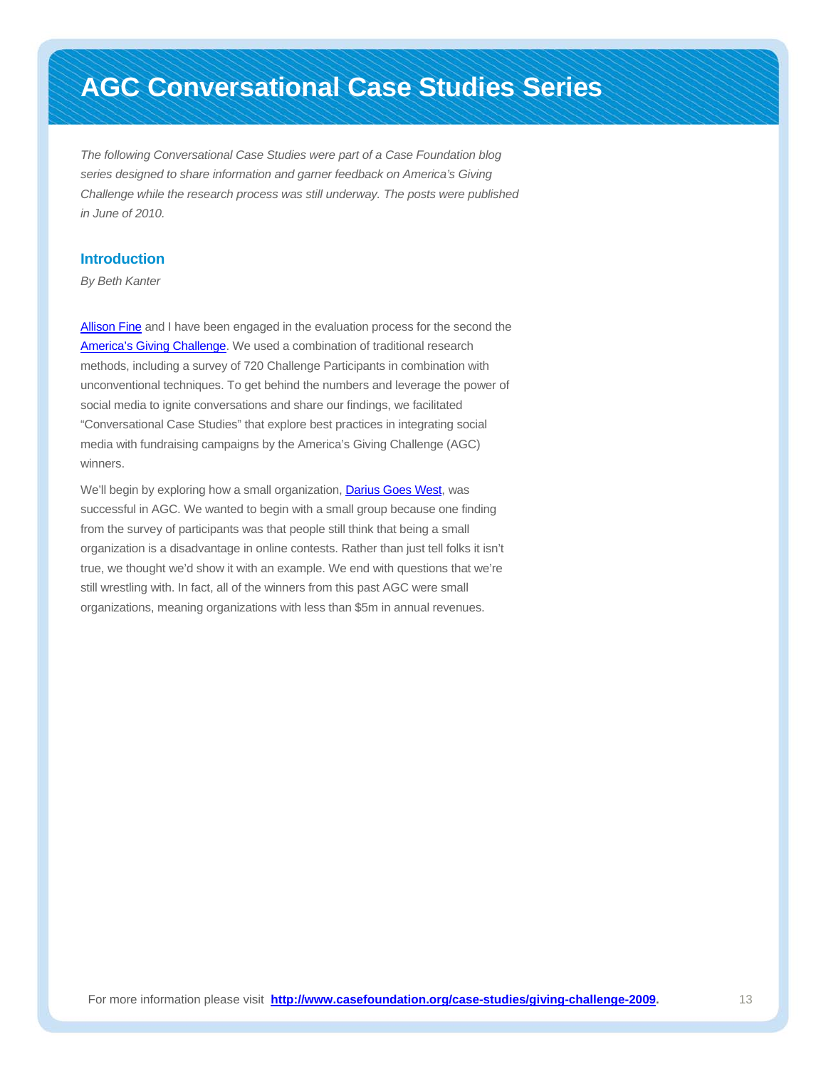# AGC Conversational Case Studies Series

*The following Conversational Case Studies were part of a Case Foundation blog series designed to share information and garner feedback on America's Giving Challenge while the research process was still underway. The posts were published in June of 2010.*

## Introduction

*By Beth Kanter*

Allison Fine and I have been engaged in the evaluation process for the second the America's Giving Challenge. We used a combination of traditional research methods, including a survey of 720 Challenge Participants in combination with unconventional techniques. To get behind the numbers and leverage the power of social media to ignite conversations and share our findings, we facilitated "Conversational Case Studies" that explore best practices in integrating social media with fundraising campaigns by the America's Giving Challenge (AGC) winners.

We'll begin by exploring how a small organization, Darius Goes West, was successful in AGC. We wanted to begin with a small group because one finding from the survey of participants was that people still think that being a small organization is a disadvantage in online contests. Rather than just tell folks it isn't true, we thought we'd show it with an example. We end with questions that we're still wrestling with. In fact, all of the winners from this past AGC were small organizations, meaning organizations with less than $5m in annual revenues.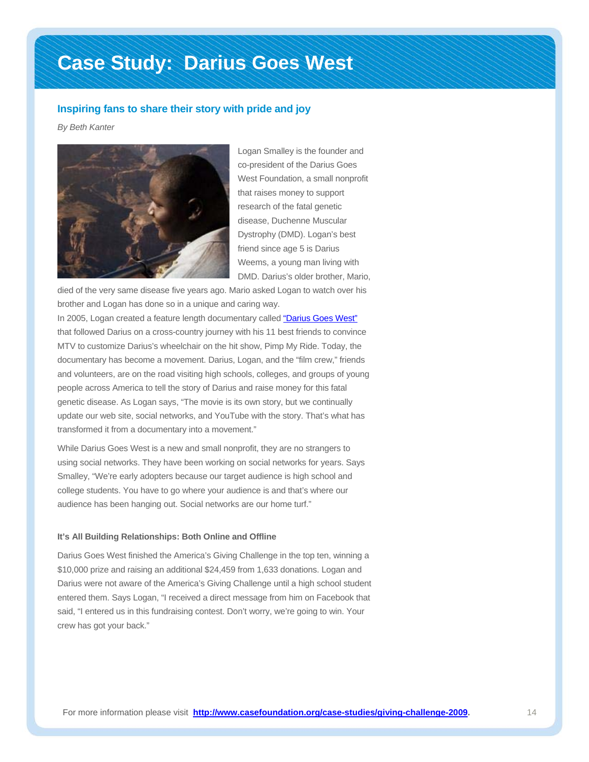# Case Study: Darius Goes West

## Inspiring fans to share their story with pride and joy

*By Beth Kanter*

Logan Smalley is the founder and co-president of the Darius Goes West Foundation, a small nonprofit that raises money to support research of the fatal genetic disease, Duchenne Muscular Dystrophy (DMD). Logan's best friend since age 5 is Darius Weems, a young man living with DMD. Darius's older brother, Mario, died of the very same disease five years ago. Mario asked Logan to watch over his brother and Logan has done so in a unique and caring way.

In 2005, Logan created a feature length documentary called "Darius Goes West" that followed Darius on a cross-country journey with his 11 best friends to convince MTV to customize Darius's wheelchair on the hit show, Pimp My Ride. Today, the documentary has become a movement. Darius, Logan, and the "film crew," friends and volunteers, are on the road visiting high schools, colleges, and groups of young people across America to tell the story of Darius and raise money for this fatal genetic disease. As Logan says, "The movie is its own story, but we continually update our web site, social networks, and YouTube with the story. That's what has transformed it from a documentary into a movement."

While Darius Goes West is a new and small nonprofit, they are no strangers to using social networks. They have been working on social networks for years. Says Smalley, "We're early adopters because our target audience is high school and college students. You have to go where your audience is and that's where our audience has been hanging out. Social networks are our home turf."

### It's All Building Relationships: Both Online and Offline

Darius Goes West finished the America's Giving Challenge in the top ten, winning a $10,000 prize and raising an additional $24,459 from 1,633 donations. Logan and Darius were not aware of the America's Giving Challenge until a high school student entered them. Says Logan, "I received a direct message from him on Facebook that said, "I entered us in this fundraising contest. Don't worry, we're going to win. Your crew has got your back."

For more information please visit **http://www.casefoundation.org/case-studies/giving-challenge-2009**.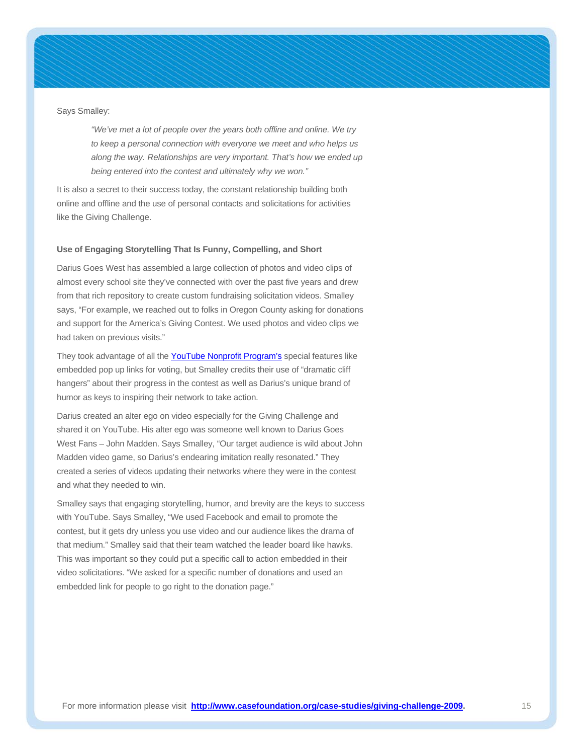Says Smalley:

> *"We've met a lot of people over the years both offline and online. We try to keep a personal connection with everyone we meet and who helps us along the way. Relationships are very important. That's how we ended up being entered into the contest and ultimately why we won."*

It is also a secret to their success today, the constant relationship building both online and offline and the use of personal contacts and solicitations for activities like the Giving Challenge.

**Use of Engaging Storytelling That Is Funny, Compelling, and Short**

Darius Goes West has assembled a large collection of photos and video clips of almost every school site they've connected with over the past five years and drew from that rich repository to create custom fundraising solicitation videos. Smalley says, "For example, we reached out to folks in Oregon County asking for donations and support for the America's Giving Contest. We used photos and video clips we had taken on previous visits."

They took advantage of all the YouTube Nonprofit Program's special features like embedded pop up links for voting, but Smalley credits their use of "dramatic cliff hangers" about their progress in the contest as well as Darius's unique brand of humor as keys to inspiring their network to take action.

Darius created an alter ego on video especially for the Giving Challenge and shared it on YouTube. His alter ego was someone well known to Darius Goes West Fans – John Madden. Says Smalley, "Our target audience is wild about John Madden video game, so Darius's endearing imitation really resonated." They created a series of videos updating their networks where they were in the contest and what they needed to win.

Smalley says that engaging storytelling, humor, and brevity are the keys to success with YouTube. Says Smalley, "We used Facebook and email to promote the contest, but it gets dry unless you use video and our audience likes the drama of that medium." Smalley said that their team watched the leader board like hawks. This was important so they could put a specific call to action embedded in their video solicitations. "We asked for a specific number of donations and used an embedded link for people to go right to the donation page."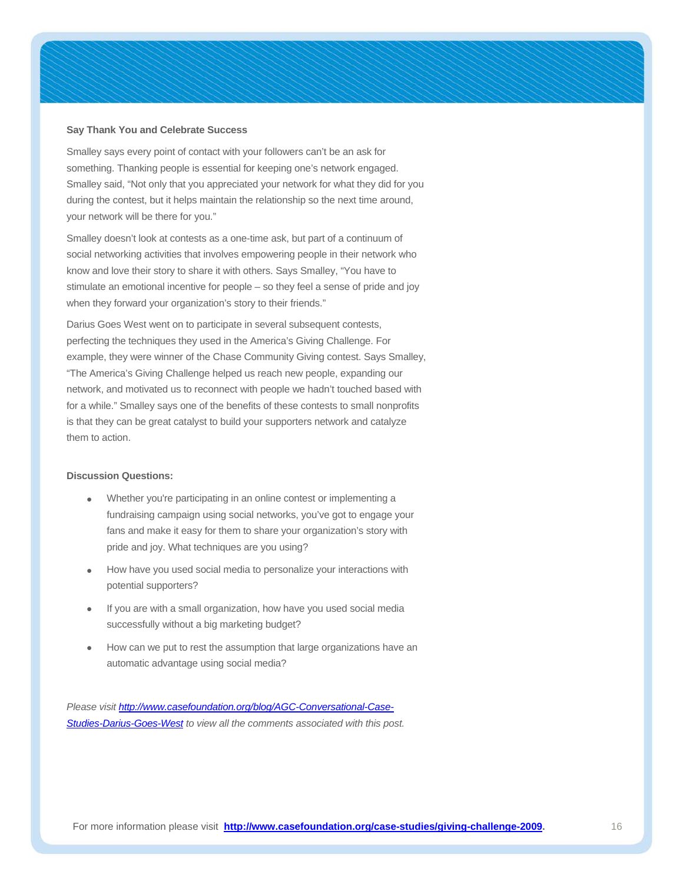### Say Thank You and Celebrate Success

Smalley says every point of contact with your followers can't be an ask for something. Thanking people is essential for keeping one's network engaged. Smalley said, "Not only that you appreciated your network for what they did for you during the contest, but it helps maintain the relationship so the next time around, your network will be there for you."

Smalley doesn't look at contests as a one-time ask, but part of a continuum of social networking activities that involves empowering people in their network who know and love their story to share it with others. Says Smalley, "You have to stimulate an emotional incentive for people – so they feel a sense of pride and joy when they forward your organization's story to their friends."

Darius Goes West went on to participate in several subsequent contests, perfecting the techniques they used in the America's Giving Challenge. For example, they were winner of the Chase Community Giving contest. Says Smalley, "The America's Giving Challenge helped us reach new people, expanding our network, and motivated us to reconnect with people we hadn't touched based with for a while." Smalley says one of the benefits of these contests to small nonprofits is that they can be great catalyst to build your supporters network and catalyze them to action.

### Discussion Questions:

- Whether you're participating in an online contest or implementing a fundraising campaign using social networks, you've got to engage your fans and make it easy for them to share your organization's story with pride and joy. What techniques are you using?
- How have you used social media to personalize your interactions with potential supporters?
- If you are with a small organization, how have you used social media successfully without a big marketing budget?
- How can we put to rest the assumption that large organizations have an automatic advantage using social media?

*Please visit [http://www.casefoundation.org/blog/AGC-Conversational-Case-Studies-Darius-Goes-West](http://www.casefoundation.org/blog/AGC-Conversational-Case-Studies-Darius-Goes-West) to view all the comments associated with this post.*

For more information please visit **[http://www.casefoundation.org/case-studies/giving-challenge-2009](http://www.casefoundation.org/case-studies/giving-challenge-2009)**.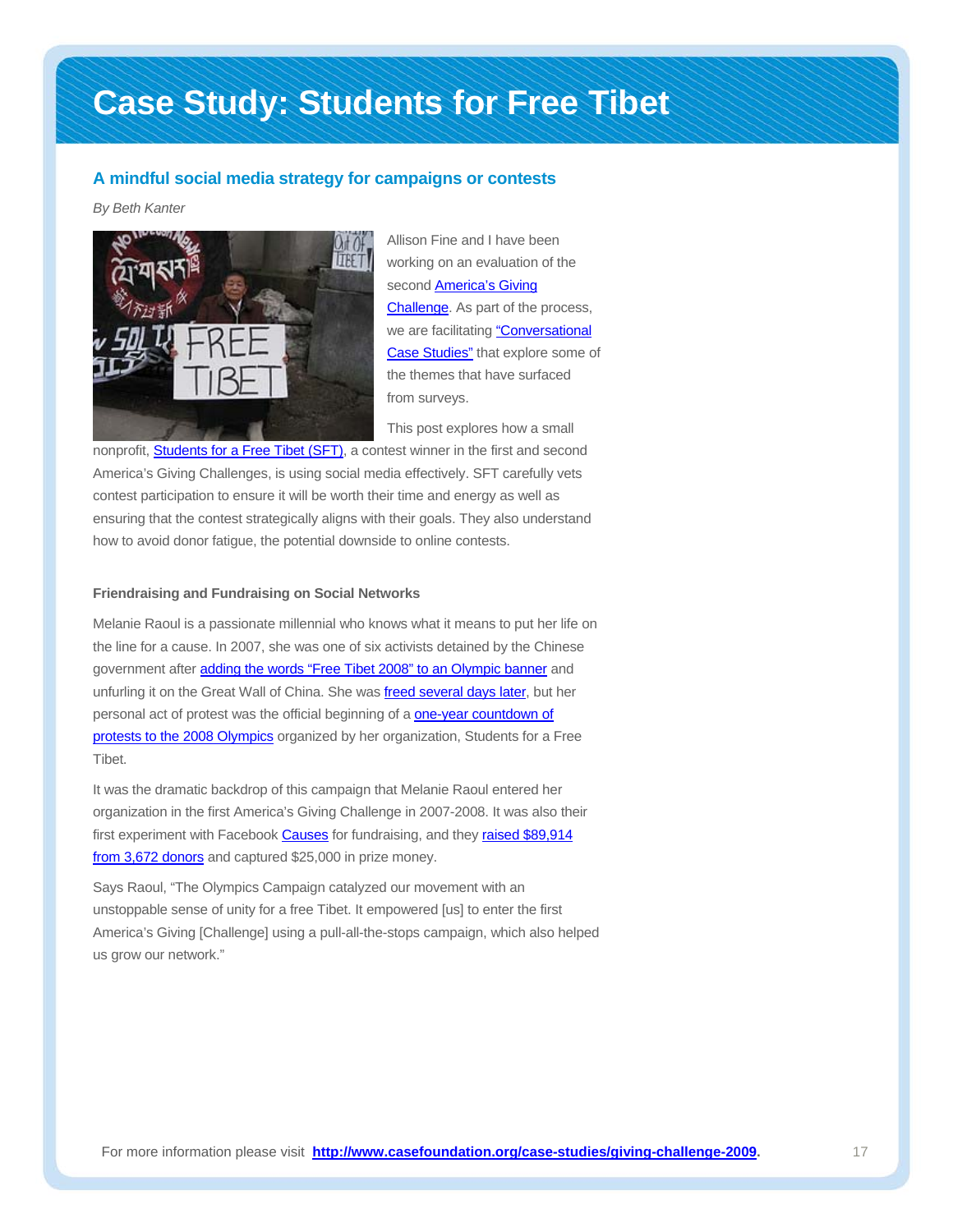# Case Study: Students for Free Tibet

## A mindful social media strategy for campaigns or contests

*By Beth Kanter*

Allison Fine and I have been working on an evaluation of the second America's Giving Challenge. As part of the process, we are facilitating "Conversational Case Studies" that explore some of the themes that have surfaced from surveys.

This post explores how a small nonprofit, Students for a Free Tibet (SFT), a contest winner in the first and second America's Giving Challenges, is using social media effectively. SFT carefully vets contest participation to ensure it will be worth their time and energy as well as ensuring that the contest strategically aligns with their goals. They also understand how to avoid donor fatigue, the potential downside to online contests.

#### Friendraising and Fundraising on Social Networks

Melanie Raoul is a passionate millennial who knows what it means to put her life on the line for a cause. In 2007, she was one of six activists detained by the Chinese government after adding the words "Free Tibet 2008" to an Olympic banner and unfurling it on the Great Wall of China. She was freed several days later, but her personal act of protest was the official beginning of a one-year countdown of protests to the 2008 Olympics organized by her organization, Students for a Free Tibet.

It was the dramatic backdrop of this campaign that Melanie Raoul entered her organization in the first America's Giving Challenge in 2007-2008. It was also their first experiment with Facebook Causes for fundraising, and they raised $89,914 from 3,672 donors and captured $25,000 in prize money.

Says Raoul, "The Olympics Campaign catalyzed our movement with an unstoppable sense of unity for a free Tibet. It empowered [us] to enter the first America's Giving [Challenge] using a pull-all-the-stops campaign, which also helped us grow our network."

For more information please visit **http://www.casefoundation.org/case-studies/giving-challenge-2009**.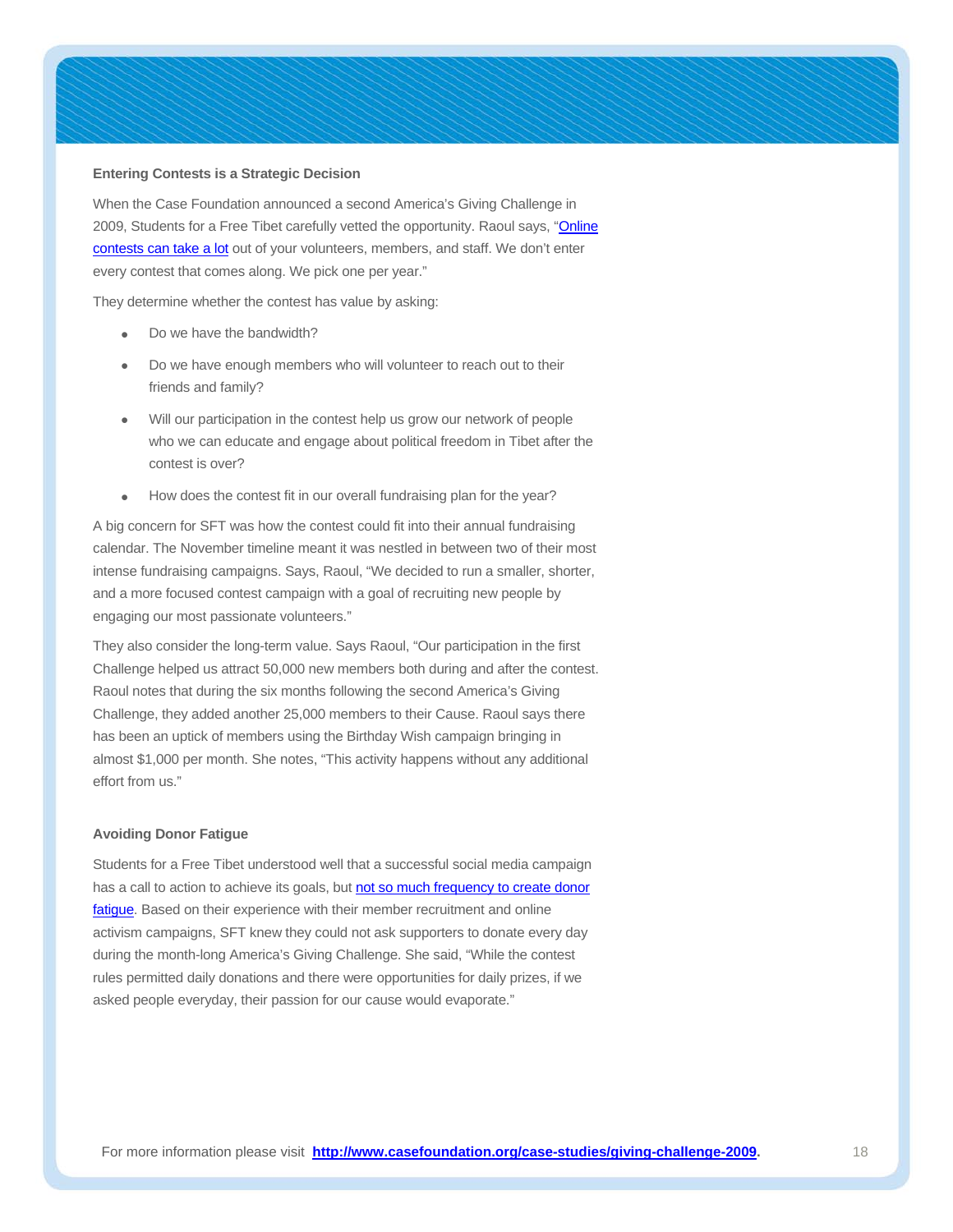**Entering Contests is a Strategic Decision**

When the Case Foundation announced a second America's Giving Challenge in 2009, Students for a Free Tibet carefully vetted the opportunity. Raoul says, "Online contests can take a lot out of your volunteers, members, and staff. We don't enter every contest that comes along. We pick one per year."

They determine whether the contest has value by asking:

- Do we have the bandwidth?
- Do we have enough members who will volunteer to reach out to their friends and family?
- Will our participation in the contest help us grow our network of people who we can educate and engage about political freedom in Tibet after the contest is over?
- How does the contest fit in our overall fundraising plan for the year?

A big concern for SFT was how the contest could fit into their annual fundraising calendar. The November timeline meant it was nestled in between two of their most intense fundraising campaigns. Says, Raoul, "We decided to run a smaller, shorter, and a more focused contest campaign with a goal of recruiting new people by engaging our most passionate volunteers."

They also consider the long-term value. Says Raoul, "Our participation in the first Challenge helped us attract 50,000 new members both during and after the contest. Raoul notes that during the six months following the second America's Giving Challenge, they added another 25,000 members to their Cause. Raoul says there has been an uptick of members using the Birthday Wish campaign bringing in almost $1,000 per month. She notes, "This activity happens without any additional effort from us."

**Avoiding Donor Fatigue**

Students for a Free Tibet understood well that a successful social media campaign has a call to action to achieve its goals, but not so much frequency to create donor fatigue. Based on their experience with their member recruitment and online activism campaigns, SFT knew they could not ask supporters to donate every day during the month-long America's Giving Challenge. She said, "While the contest rules permitted daily donations and there were opportunities for daily prizes, if we asked people everyday, their passion for our cause would evaporate."

For more information please visit **http://www.casefoundation.org/case-studies/giving-challenge-2009**.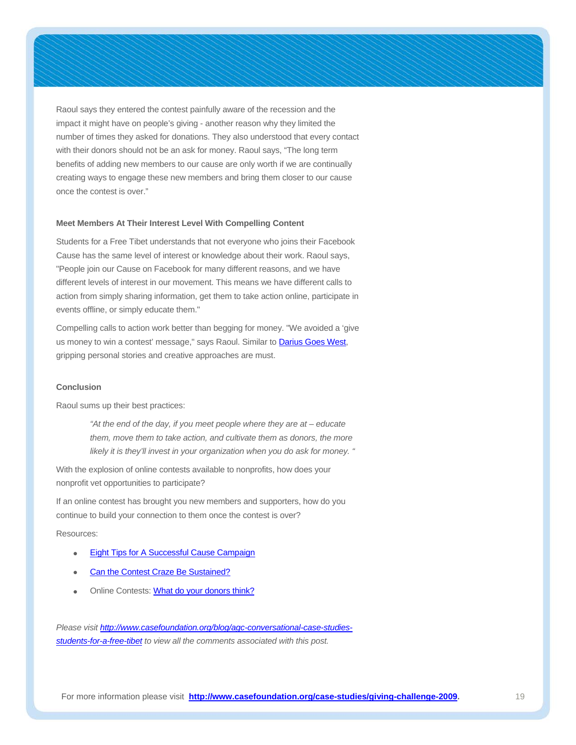Raoul says they entered the contest painfully aware of the recession and the impact it might have on people's giving - another reason why they limited the number of times they asked for donations. They also understood that every contact with their donors should not be an ask for money. Raoul says, "The long term benefits of adding new members to our cause are only worth if we are continually creating ways to engage these new members and bring them closer to our cause once the contest is over."

**Meet Members At Their Interest Level With Compelling Content**

Students for a Free Tibet understands that not everyone who joins their Facebook Cause has the same level of interest or knowledge about their work. Raoul says, "People join our Cause on Facebook for many different reasons, and we have different levels of interest in our movement. This means we have different calls to action from simply sharing information, get them to take action online, participate in events offline, or simply educate them."

Compelling calls to action work better than begging for money. "We avoided a 'give us money to win a contest' message," says Raoul. Similar to [Darius Goes West](), gripping personal stories and creative approaches are must.

**Conclusion**

Raoul sums up their best practices:

> *"At the end of the day, if you meet people where they are at – educate them, move them to take action, and cultivate them as donors, the more likely it is they'll invest in your organization when you do ask for money. "*

With the explosion of online contests available to nonprofits, how does your nonprofit vet opportunities to participate?

If an online contest has brought you new members and supporters, how do you continue to build your connection to them once the contest is over?

Resources:

- [Eight Tips for A Successful Cause Campaign]()
- [Can the Contest Craze Be Sustained?]()
- Online Contests: [What do your donors think?]()

*Please visit [http://www.casefoundation.org/blog/agc-conversational-case-studies-students-for-a-free-tibet](http://www.casefoundation.org/blog/agc-conversational-case-studies-students-for-a-free-tibet) to view all the comments associated with this post.*

For more information please visit **[http://www.casefoundation.org/case-studies/giving-challenge-2009](http://www.casefoundation.org/case-studies/giving-challenge-2009)**.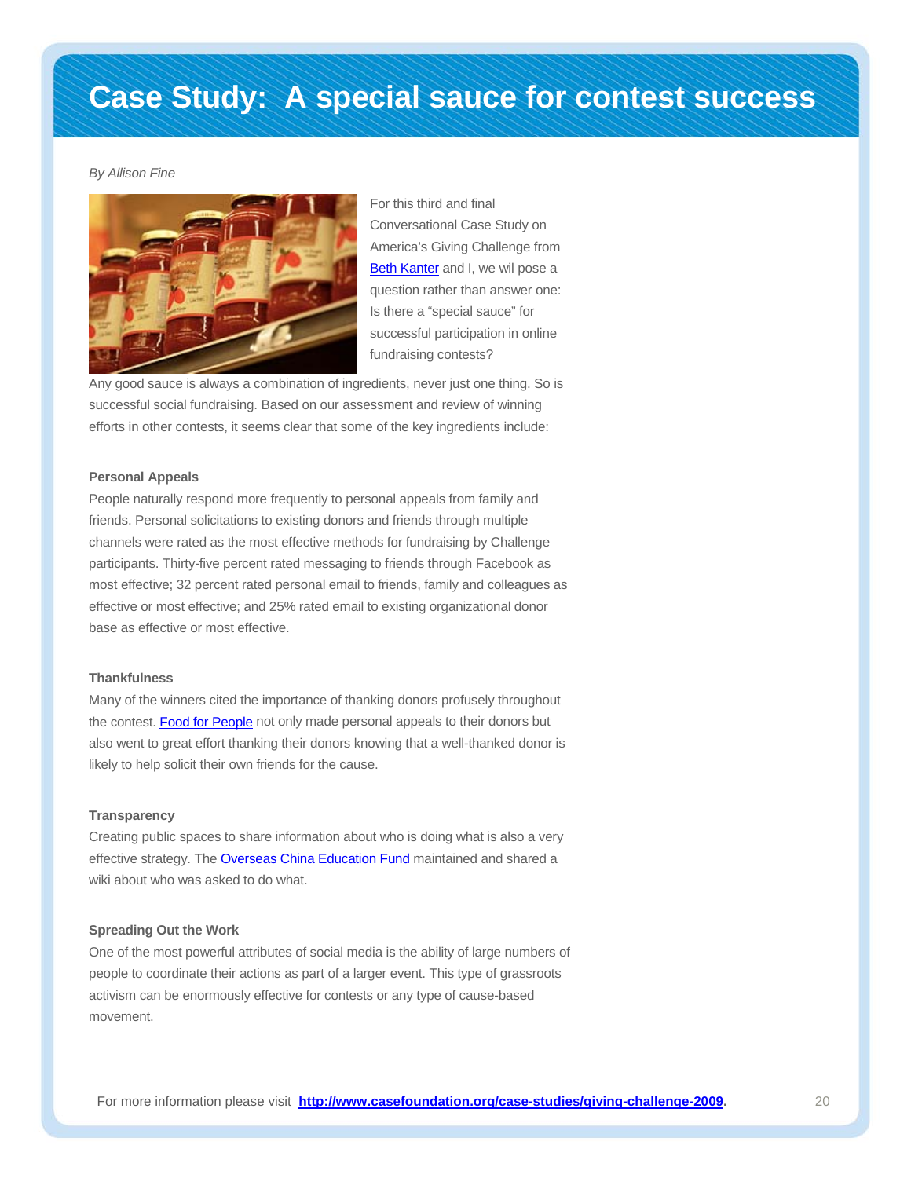# Case Study: A special sauce for contest success

*By Allison Fine*

For this third and final Conversational Case Study on America's Giving Challenge from Beth Kanter and I, we wil pose a question rather than answer one: Is there a "special sauce" for successful participation in online fundraising contests?

Any good sauce is always a combination of ingredients, never just one thing. So is successful social fundraising. Based on our assessment and review of winning efforts in other contests, it seems clear that some of the key ingredients include:

**Personal Appeals**

People naturally respond more frequently to personal appeals from family and friends. Personal solicitations to existing donors and friends through multiple channels were rated as the most effective methods for fundraising by Challenge participants. Thirty-five percent rated messaging to friends through Facebook as most effective; 32 percent rated personal email to friends, family and colleagues as effective or most effective; and 25% rated email to existing organizational donor base as effective or most effective.

**Thankfulness**

Many of the winners cited the importance of thanking donors profusely throughout the contest. Food for People not only made personal appeals to their donors but also went to great effort thanking their donors knowing that a well-thanked donor is likely to help solicit their own friends for the cause.

**Transparency**

Creating public spaces to share information about who is doing what is also a very effective strategy. The Overseas China Education Fund maintained and shared a wiki about who was asked to do what.

**Spreading Out the Work**

One of the most powerful attributes of social media is the ability of large numbers of people to coordinate their actions as part of a larger event. This type of grassroots activism can be enormously effective for contests or any type of cause-based movement.

For more information please visit **http://www.casefoundation.org/case-studies/giving-challenge-2009**.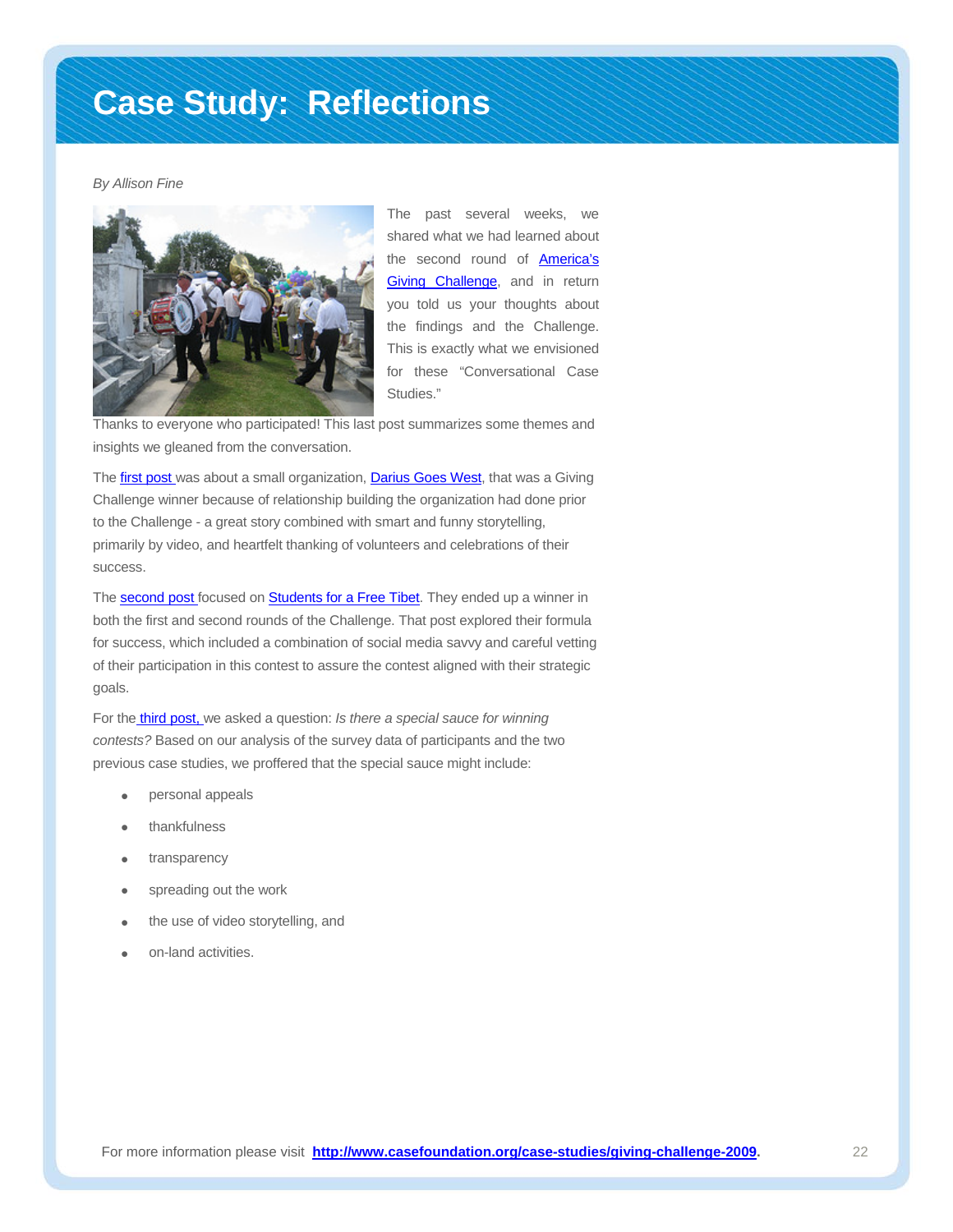# Case Study: Reflections

*By Allison Fine*

The past several weeks, we shared what we had learned about the second round of America's Giving Challenge, and in return you told us your thoughts about the findings and the Challenge. This is exactly what we envisioned for these "Conversational Case Studies."

Thanks to everyone who participated! This last post summarizes some themes and insights we gleaned from the conversation.

The first post was about a small organization, Darius Goes West, that was a Giving Challenge winner because of relationship building the organization had done prior to the Challenge - a great story combined with smart and funny storytelling, primarily by video, and heartfelt thanking of volunteers and celebrations of their success.

The second post focused on Students for a Free Tibet. They ended up a winner in both the first and second rounds of the Challenge. That post explored their formula for success, which included a combination of social media savvy and careful vetting of their participation in this contest to assure the contest aligned with their strategic goals.

For the third post, we asked a question: *Is there a special sauce for winning contests?* Based on our analysis of the survey data of participants and the two previous case studies, we proffered that the special sauce might include:

- personal appeals
- thankfulness
- transparency
- spreading out the work
- the use of video storytelling, and
- on-land activities.

For more information please visit **http://www.casefoundation.org/case-studies/giving-challenge-2009**.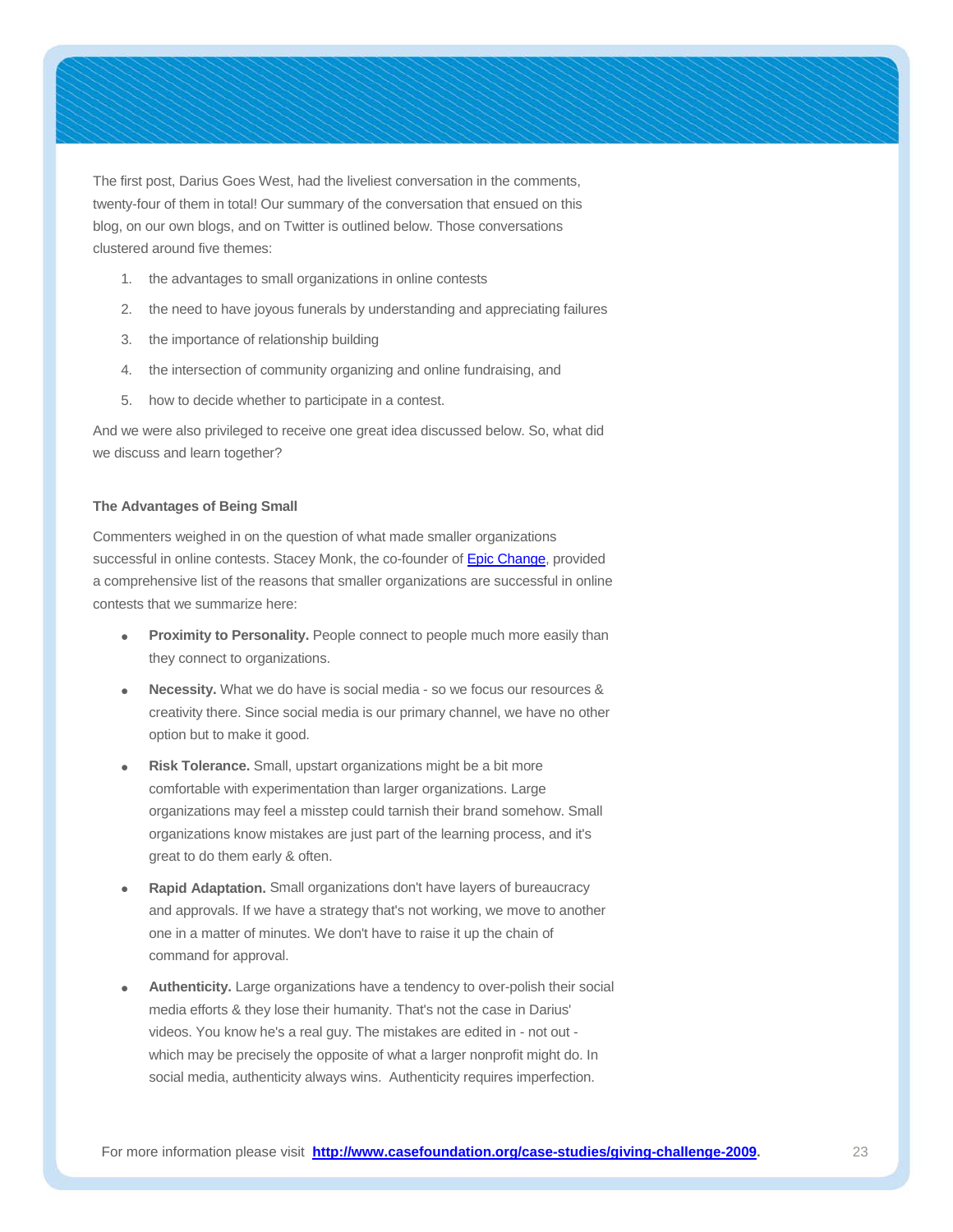The first post, Darius Goes West, had the liveliest conversation in the comments, twenty-four of them in total! Our summary of the conversation that ensued on this blog, on our own blogs, and on Twitter is outlined below. Those conversations clustered around five themes:

1. the advantages to small organizations in online contests
2. the need to have joyous funerals by understanding and appreciating failures
3. the importance of relationship building
4. the intersection of community organizing and online fundraising, and
5. how to decide whether to participate in a contest.

And we were also privileged to receive one great idea discussed below. So, what did we discuss and learn together?

**The Advantages of Being Small**

Commenters weighed in on the question of what made smaller organizations successful in online contests. Stacey Monk, the co-founder of [Epic Change](), provided a comprehensive list of the reasons that smaller organizations are successful in online contests that we summarize here:

- **Proximity to Personality.** People connect to people much more easily than they connect to organizations.
- **Necessity.** What we do have is social media - so we focus our resources & creativity there. Since social media is our primary channel, we have no other option but to make it good.
- **Risk Tolerance.** Small, upstart organizations might be a bit more comfortable with experimentation than larger organizations. Large organizations may feel a misstep could tarnish their brand somehow. Small organizations know mistakes are just part of the learning process, and it's great to do them early & often.
- **Rapid Adaptation.** Small organizations don't have layers of bureaucracy and approvals. If we have a strategy that's not working, we move to another one in a matter of minutes. We don't have to raise it up the chain of command for approval.
- **Authenticity.** Large organizations have a tendency to over-polish their social media efforts & they lose their humanity. That's not the case in Darius' videos. You know he's a real guy. The mistakes are edited in - not out - which may be precisely the opposite of what a larger nonprofit might do. In social media, authenticity always wins. Authenticity requires imperfection.

For more information please visit **http://www.casefoundation.org/case-studies/giving-challenge-2009**.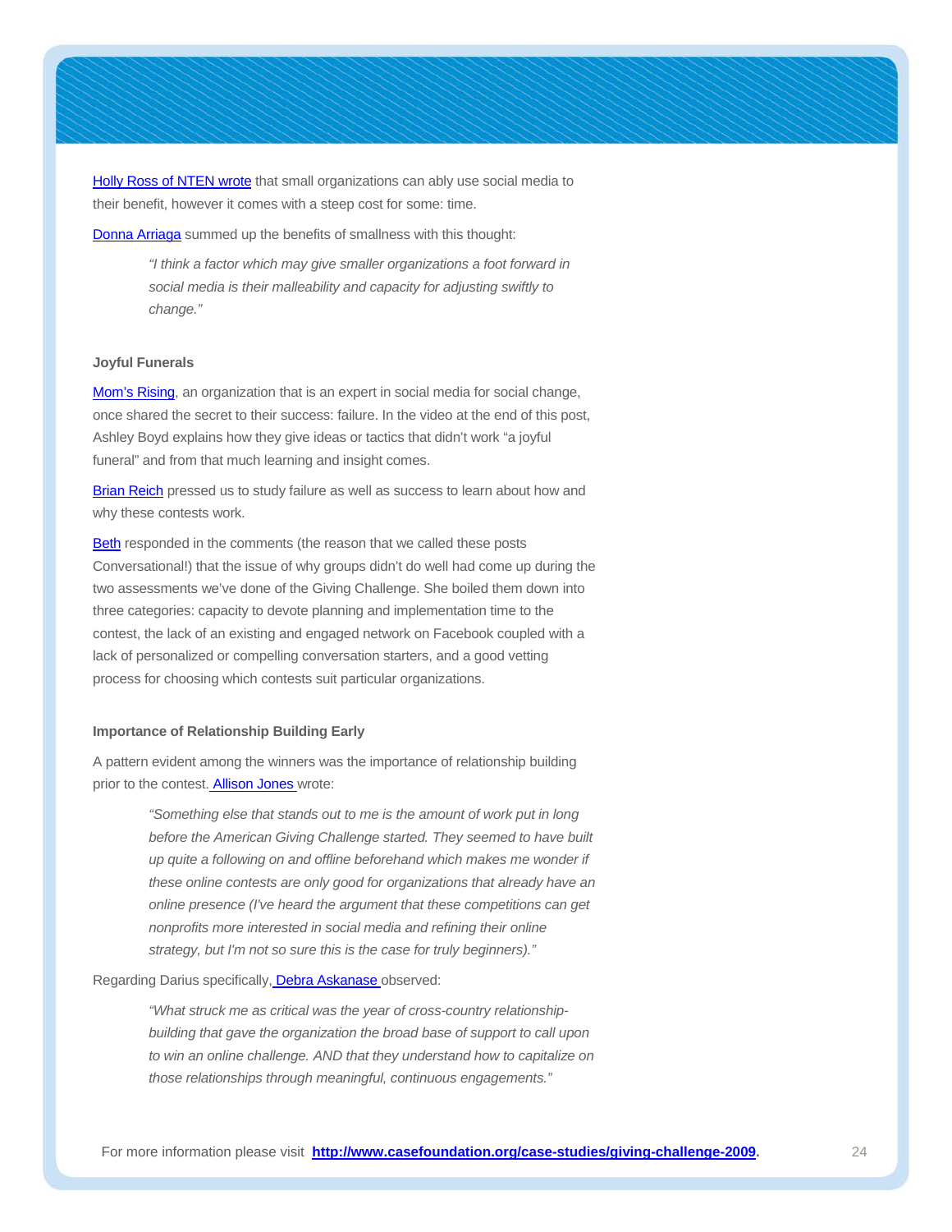Holly Ross of NTEN wrote that small organizations can ably use social media to their benefit, however it comes with a steep cost for some: time.

Donna Arriaga summed up the benefits of smallness with this thought:

> *"I think a factor which may give smaller organizations a foot forward in social media is their malleability and capacity for adjusting swiftly to change."*

**Joyful Funerals**

Mom's Rising, an organization that is an expert in social media for social change, once shared the secret to their success: failure. In the video at the end of this post, Ashley Boyd explains how they give ideas or tactics that didn't work "a joyful funeral" and from that much learning and insight comes.

Brian Reich pressed us to study failure as well as success to learn about how and why these contests work.

Beth responded in the comments (the reason that we called these posts Conversational!) that the issue of why groups didn't do well had come up during the two assessments we've done of the Giving Challenge. She boiled them down into three categories: capacity to devote planning and implementation time to the contest, the lack of an existing and engaged network on Facebook coupled with a lack of personalized or compelling conversation starters, and a good vetting process for choosing which contests suit particular organizations.

**Importance of Relationship Building Early**

A pattern evident among the winners was the importance of relationship building prior to the contest. Allison Jones wrote:

> *"Something else that stands out to me is the amount of work put in long before the American Giving Challenge started. They seemed to have built up quite a following on and offline beforehand which makes me wonder if these online contests are only good for organizations that already have an online presence (I've heard the argument that these competitions can get nonprofits more interested in social media and refining their online strategy, but I'm not so sure this is the case for truly beginners)."*

Regarding Darius specifically, Debra Askanase observed:

> *"What struck me as critical was the year of cross-country relationship-building that gave the organization the broad base of support to call upon to win an online challenge. AND that they understand how to capitalize on those relationships through meaningful, continuous engagements."*

For more information please visit **http://www.casefoundation.org/case-studies/giving-challenge-2009**.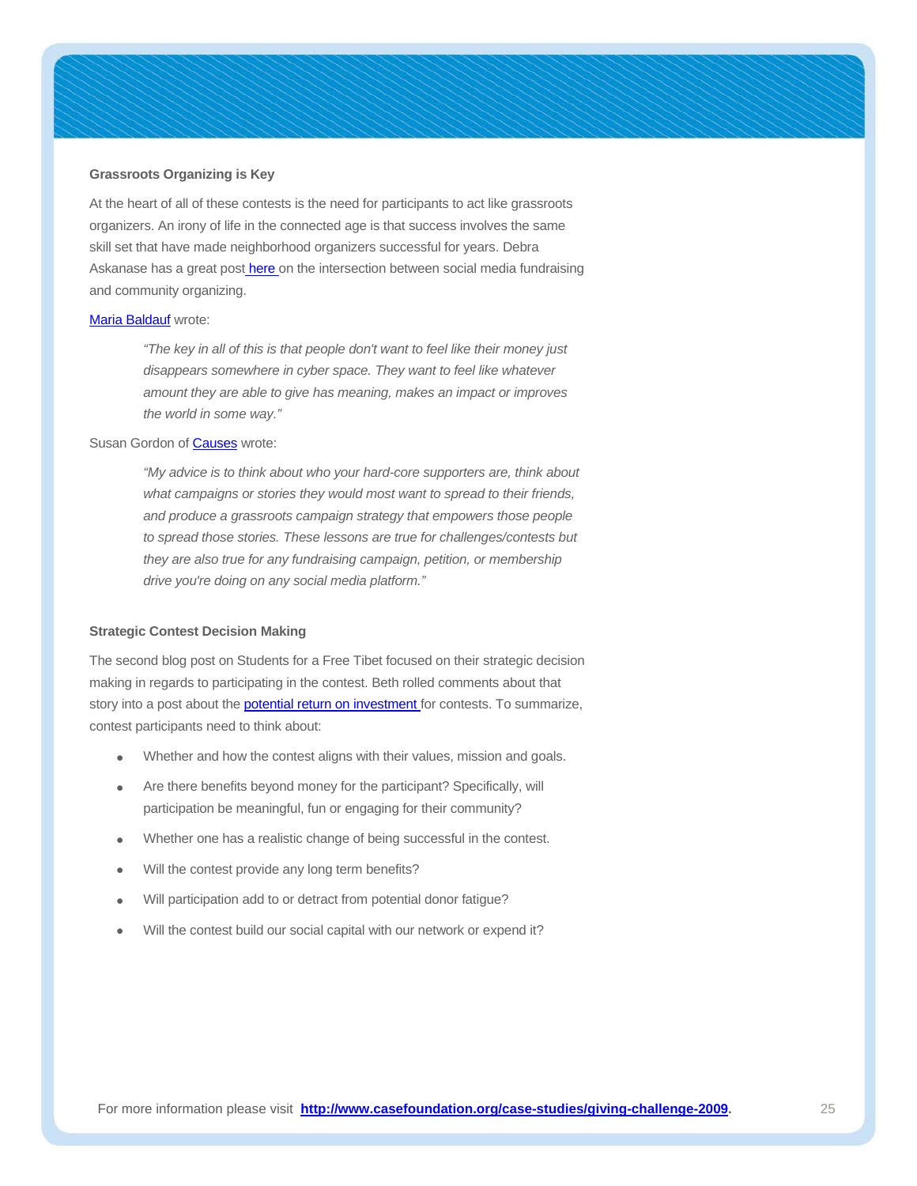### Grassroots Organizing is Key

At the heart of all of these contests is the need for participants to act like grassroots organizers. An irony of life in the connected age is that success involves the same skill set that have made neighborhood organizers successful for years. Debra Askanase has a great post here on the intersection between social media fundraising and community organizing.

Maria Baldauf wrote:

> *"The key in all of this is that people don't want to feel like their money just disappears somewhere in cyber space. They want to feel like whatever amount they are able to give has meaning, makes an impact or improves the world in some way."*

Susan Gordon of Causes wrote:

> *"My advice is to think about who your hard-core supporters are, think about what campaigns or stories they would most want to spread to their friends, and produce a grassroots campaign strategy that empowers those people to spread those stories. These lessons are true for challenges/contests but they are also true for any fundraising campaign, petition, or membership drive you're doing on any social media platform."*

### Strategic Contest Decision Making

The second blog post on Students for a Free Tibet focused on their strategic decision making in regards to participating in the contest. Beth rolled comments about that story into a post about the potential return on investment for contests. To summarize, contest participants need to think about:

- Whether and how the contest aligns with their values, mission and goals.
- Are there benefits beyond money for the participant? Specifically, will participation be meaningful, fun or engaging for their community?
- Whether one has a realistic change of being successful in the contest.
- Will the contest provide any long term benefits?
- Will participation add to or detract from potential donor fatigue?
- Will the contest build our social capital with our network or expend it?

For more information please visit **http://www.casefoundation.org/case-studies/giving-challenge-2009**.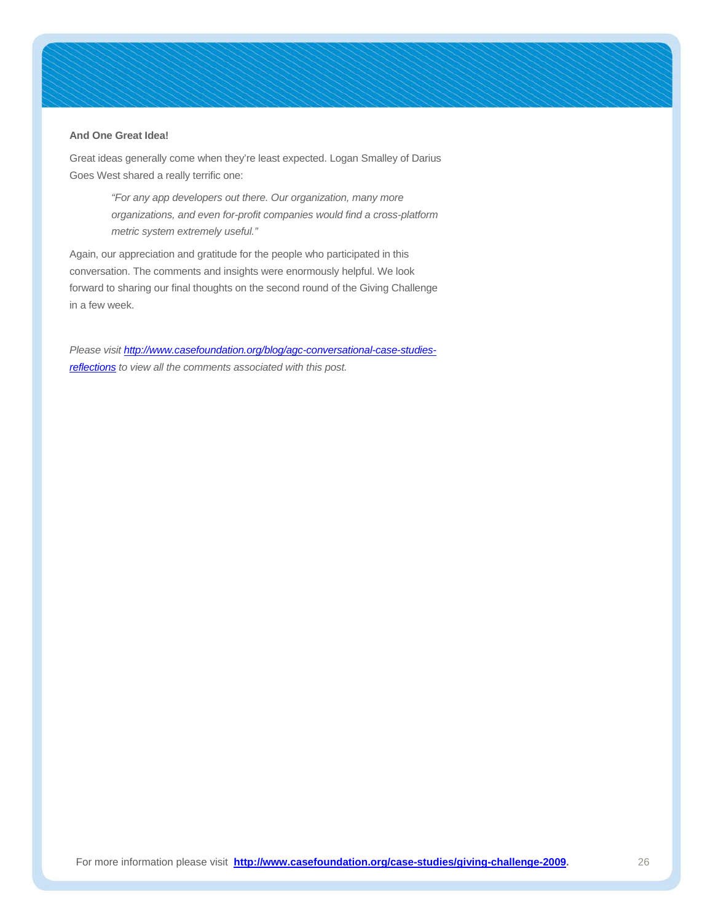**And One Great Idea!**

Great ideas generally come when they're least expected. Logan Smalley of Darius Goes West shared a really terrific one:

> *"For any app developers out there. Our organization, many more organizations, and even for-profit companies would find a cross-platform metric system extremely useful."*

Again, our appreciation and gratitude for the people who participated in this conversation. The comments and insights were enormously helpful. We look forward to sharing our final thoughts on the second round of the Giving Challenge in a few week.

*Please visit [http://www.casefoundation.org/blog/agc-conversational-case-studies-reflections](http://www.casefoundation.org/blog/agc-conversational-case-studies-reflections) to view all the comments associated with this post.*